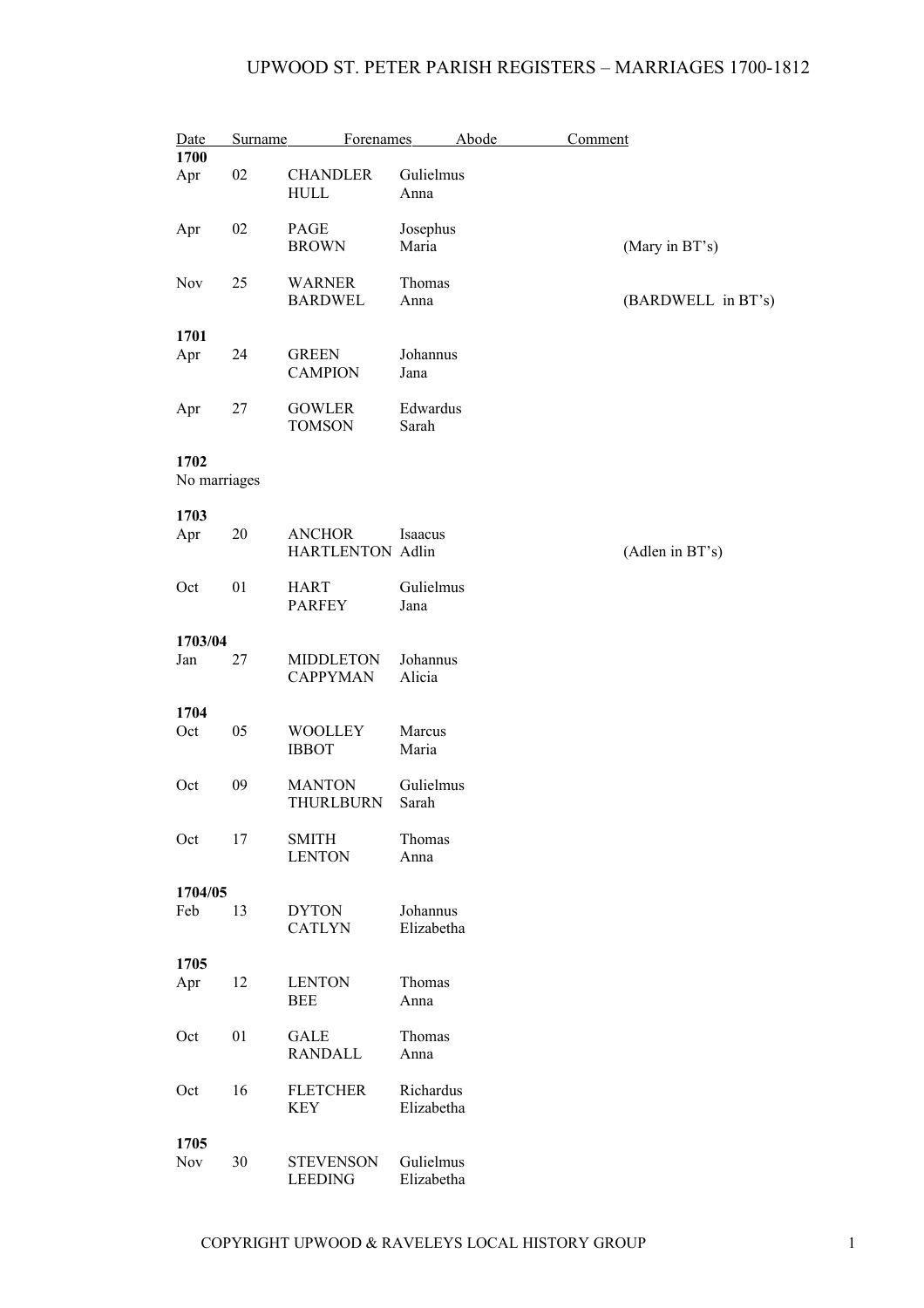# UPWOOD ST. PETER PARISH REGISTERS – MARRIAGES 1700-1812

| Date | | Surname | Forenames | Abode | Comment |
|---|---|---|---|---|---|
| **1700** | | | | | |
| Apr | 02 | CHANDLER | Gulielmus | | |
| | | HULL | Anna | | |
| Apr | 02 | PAGE | Josephus | | |
| | | BROWN | Maria | | (Mary in BT's) |
| Nov | 25 | WARNER | Thomas | | |
| | | BARDWEL | Anna | | (BARDWELL in BT's) |
| **1701** | | | | | |
| Apr | 24 | GREEN | Johannus | | |
| | | CAMPION | Jana | | |
| Apr | 27 | GOWLER | Edwardus | | |
| | | TOMSON | Sarah | | |
| **1702** | | | | | |
| No marriages | | | | | |
| **1703** | | | | | |
| Apr | 20 | ANCHOR | Isaacus | | |
| | | HARTLENTON | Adlin | | (Adlen in BT's) |
| Oct | 01 | HART | Gulielmus | | |
| | | PARFEY | Jana | | |
| **1703/04** | | | | | |
| Jan | 27 | MIDDLETON | Johannus | | |
| | | CAPPYMAN | Alicia | | |
| **1704** | | | | | |
| Oct | 05 | WOOLLEY | Marcus | | |
| | | IBBOT | Maria | | |
| Oct | 09 | MANTON | Gulielmus | | |
| | | THURLBURN | Sarah | | |
| Oct | 17 | SMITH | Thomas | | |
| | | LENTON | Anna | | |
| **1704/05** | | | | | |
| Feb | 13 | DYTON | Johannus | | |
| | | CATLYN | Elizabetha | | |
| **1705** | | | | | |
| Apr | 12 | LENTON | Thomas | | |
| | | BEE | Anna | | |
| Oct | 01 | GALE | Thomas | | |
| | | RANDALL | Anna | | |
| Oct | 16 | FLETCHER | Richardus | | |
| | | KEY | Elizabetha | | |
| **1705** | | | | | |
| Nov | 30 | STEVENSON | Gulielmus | | |
| | | LEEDING | Elizabetha | | |

COPYRIGHT UPWOOD & RAVELEYS LOCAL HISTORY GROUP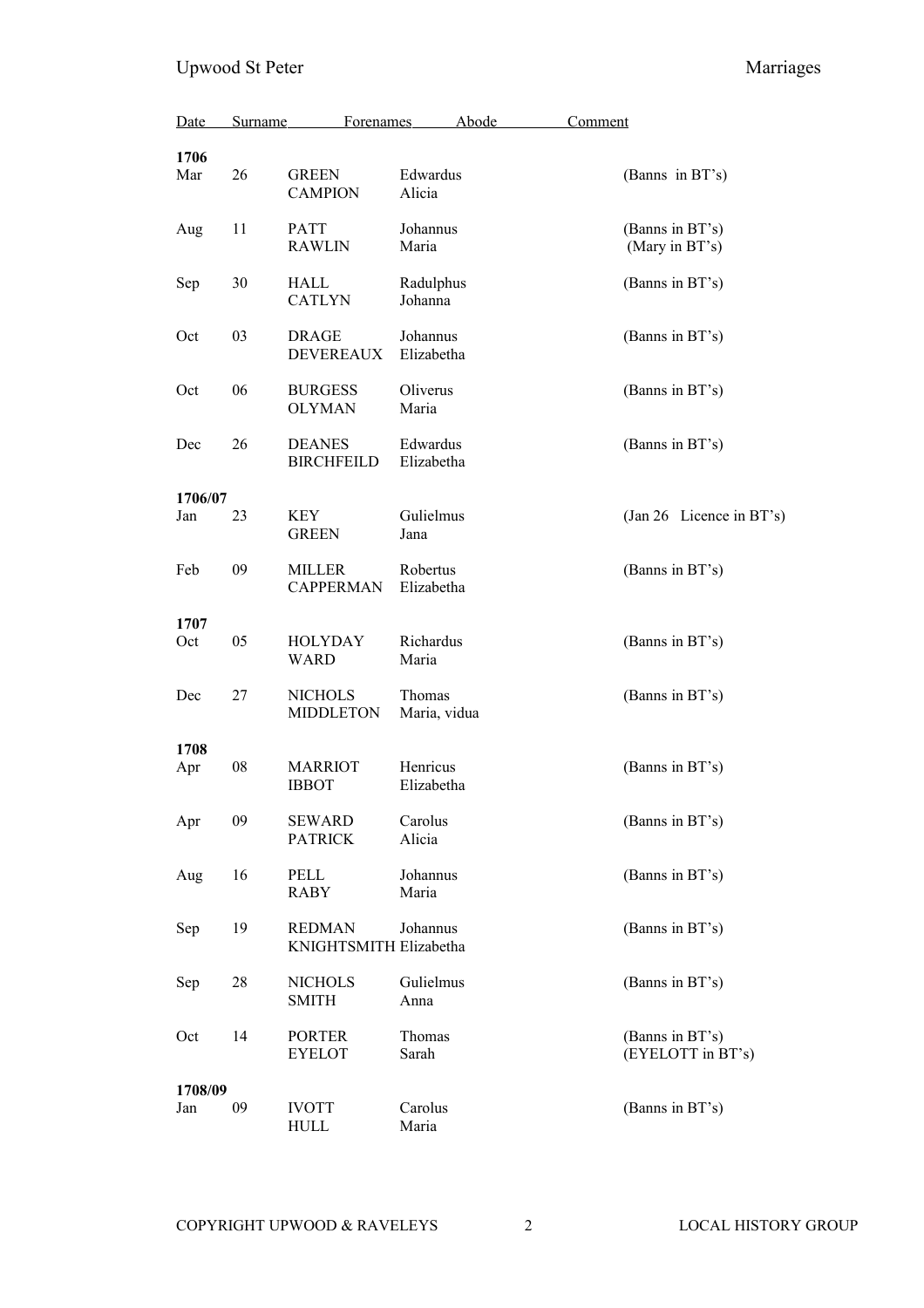| Date | | Surname | Forenames | Abode | Comment |
|---|---|---|---|---|---|
| **1706** | | | | | |
| Mar | 26 | GREEN | Edwardus | | (Banns in BT's) |
| | | CAMPION | Alicia | | |
| Aug | 11 | PATT | Johannus | | (Banns in BT's) |
| | | RAWLIN | Maria | | (Mary in BT's) |
| Sep | 30 | HALL | Radulphus | | (Banns in BT's) |
| | | CATLYN | Johanna | | |
| Oct | 03 | DRAGE | Johannus | | (Banns in BT's) |
| | | DEVEREAUX | Elizabetha | | |
| Oct | 06 | BURGESS | Oliverus | | (Banns in BT's) |
| | | OLYMAN | Maria | | |
| Dec | 26 | DEANES | Edwardus | | (Banns in BT's) |
| | | BIRCHFEILD | Elizabetha | | |
| **1706/07** | | | | | |
| Jan | 23 | KEY | Gulielmus | | (Jan 26 Licence in BT's) |
| | | GREEN | Jana | | |
| Feb | 09 | MILLER | Robertus | | (Banns in BT's) |
| | | CAPPERMAN | Elizabetha | | |
| **1707** | | | | | |
| Oct | 05 | HOLYDAY | Richardus | | (Banns in BT's) |
| | | WARD | Maria | | |
| Dec | 27 | NICHOLS | Thomas | | (Banns in BT's) |
| | | MIDDLETON | Maria, vidua | | |
| **1708** | | | | | |
| Apr | 08 | MARRIOT | Henricus | | (Banns in BT's) |
| | | IBBOT | Elizabetha | | |
| Apr | 09 | SEWARD | Carolus | | (Banns in BT's) |
| | | PATRICK | Alicia | | |
| Aug | 16 | PELL | Johannus | | (Banns in BT's) |
| | | RABY | Maria | | |
| Sep | 19 | REDMAN | Johannus | | (Banns in BT's) |
| | | KNIGHTSMITH | Elizabetha | | |
| Sep | 28 | NICHOLS | Gulielmus | | (Banns in BT's) |
| | | SMITH | Anna | | |
| Oct | 14 | PORTER | Thomas | | (Banns in BT's) |
| | | EYELOT | Sarah | | (EYELOTT in BT's) |
| **1708/09** | | | | | |
| Jan | 09 | IVOTT | Carolus | | (Banns in BT's) |
| | | HULL | Maria | | |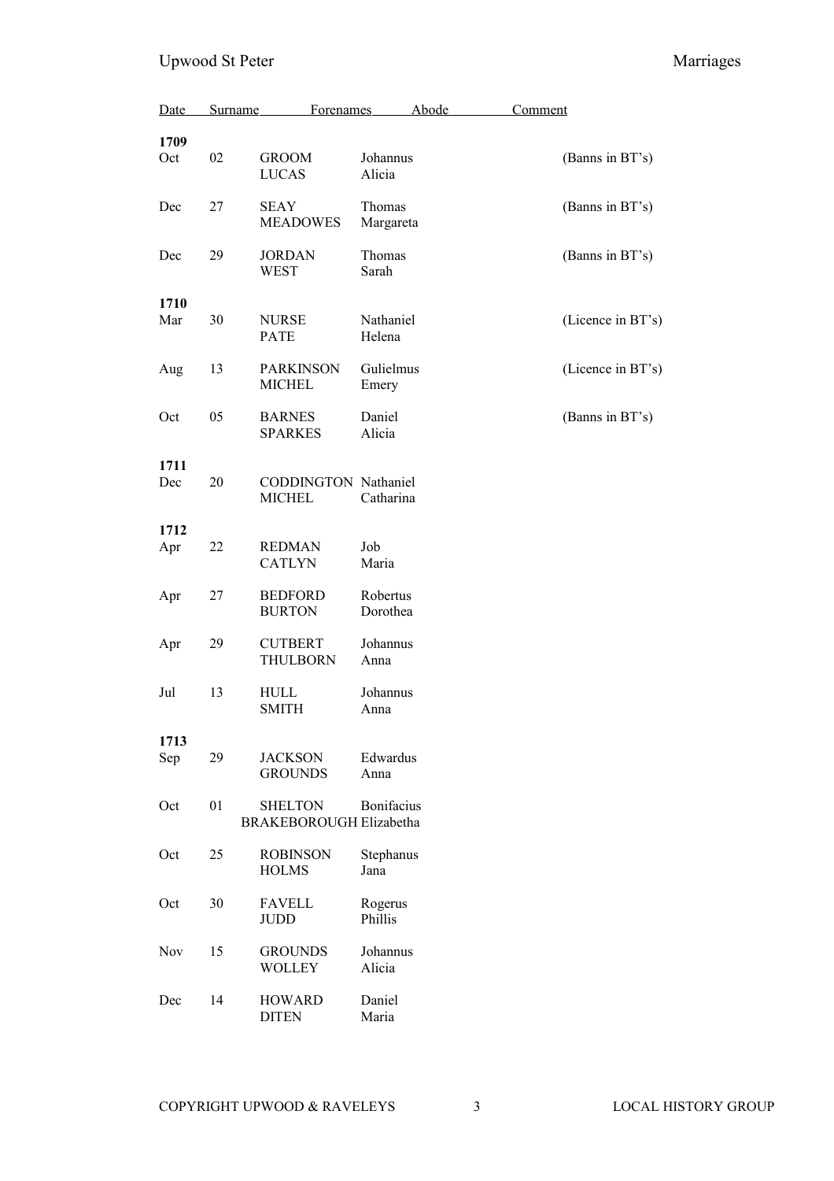| Date | | Surname | Forenames | Abode | Comment |
|---|---|---|---|---|---|
| **1709** | | | | | |
| Oct | 02 | GROOM | Johannus | | (Banns in BT's) |
| | | LUCAS | Alicia | | |
| Dec | 27 | SEAY | Thomas | | (Banns in BT's) |
| | | MEADOWES | Margareta | | |
| Dec | 29 | JORDAN | Thomas | | (Banns in BT's) |
| | | WEST | Sarah | | |
| **1710** | | | | | |
| Mar | 30 | NURSE | Nathaniel | | (Licence in BT's) |
| | | PATE | Helena | | |
| Aug | 13 | PARKINSON | Gulielmus | | (Licence in BT's) |
| | | MICHEL | Emery | | |
| Oct | 05 | BARNES | Daniel | | (Banns in BT's) |
| | | SPARKES | Alicia | | |
| **1711** | | | | | |
| Dec | 20 | CODDINGTON | Nathaniel | | |
| | | MICHEL | Catharina | | |
| **1712** | | | | | |
| Apr | 22 | REDMAN | Job | | |
| | | CATLYN | Maria | | |
| Apr | 27 | BEDFORD | Robertus | | |
| | | BURTON | Dorothea | | |
| Apr | 29 | CUTBERT | Johannus | | |
| | | THULBORN | Anna | | |
| Jul | 13 | HULL | Johannus | | |
| | | SMITH | Anna | | |
| **1713** | | | | | |
| Sep | 29 | JACKSON | Edwardus | | |
| | | GROUNDS | Anna | | |
| Oct | 01 | SHELTON | Bonifacius | | |
| | | BRAKEBOROUGH | Elizabetha | | |
| Oct | 25 | ROBINSON | Stephanus | | |
| | | HOLMS | Jana | | |
| Oct | 30 | FAVELL | Rogerus | | |
| | | JUDD | Phillis | | |
| Nov | 15 | GROUNDS | Johannus | | |
| | | WOLLEY | Alicia | | |
| Dec | 14 | HOWARD | Daniel | | |
| | | DITEN | Maria | | |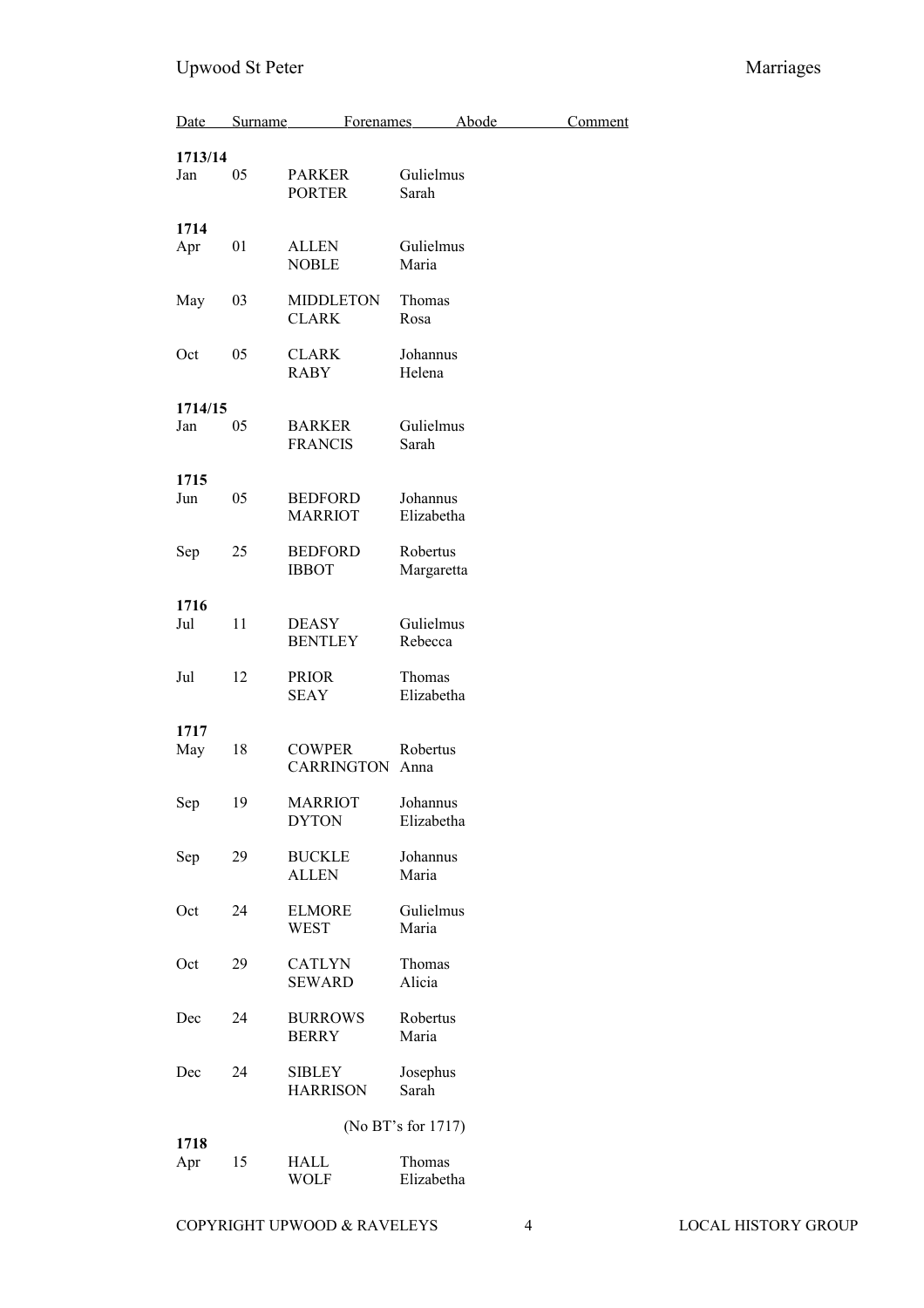| Date | | Surname | Forenames | Abode | Comment |
|---|---|---|---|---|---|
| **1713/14** | | | | | |
| Jan | 05 | PARKER | Gulielmus | | |
| | | PORTER | Sarah | | |
| **1714** | | | | | |
| Apr | 01 | ALLEN | Gulielmus | | |
| | | NOBLE | Maria | | |
| May | 03 | MIDDLETON | Thomas | | |
| | | CLARK | Rosa | | |
| Oct | 05 | CLARK | Johannus | | |
| | | RABY | Helena | | |
| **1714/15** | | | | | |
| Jan | 05 | BARKER | Gulielmus | | |
| | | FRANCIS | Sarah | | |
| **1715** | | | | | |
| Jun | 05 | BEDFORD | Johannus | | |
| | | MARRIOT | Elizabetha | | |
| Sep | 25 | BEDFORD | Robertus | | |
| | | IBBOT | Margaretta | | |
| **1716** | | | | | |
| Jul | 11 | DEASY | Gulielmus | | |
| | | BENTLEY | Rebecca | | |
| Jul | 12 | PRIOR | Thomas | | |
| | | SEAY | Elizabetha | | |
| **1717** | | | | | |
| May | 18 | COWPER | Robertus | | |
| | | CARRINGTON | Anna | | |
| Sep | 19 | MARRIOT | Johannus | | |
| | | DYTON | Elizabetha | | |
| Sep | 29 | BUCKLE | Johannus | | |
| | | ALLEN | Maria | | |
| Oct | 24 | ELMORE | Gulielmus | | |
| | | WEST | Maria | | |
| Oct | 29 | CATLYN | Thomas | | |
| | | SEWARD | Alicia | | |
| Dec | 24 | BURROWS | Robertus | | |
| | | BERRY | Maria | | |
| Dec | 24 | SIBLEY | Josephus | | |
| | | HARRISON | Sarah | | |
| | | | (No BT's for 1717) | | |
| **1718** | | | | | |
| Apr | 15 | HALL | Thomas | | |
| | | WOLF | Elizabetha | | |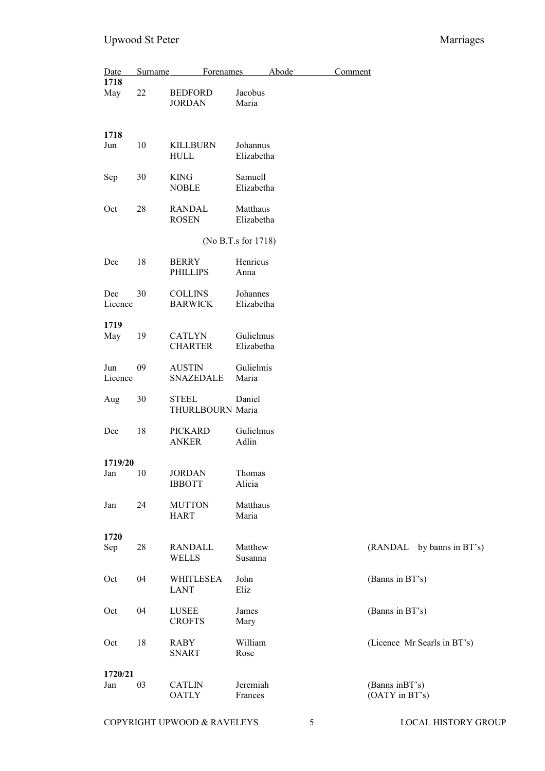| Date | | Surname | Forenames | Abode | Comment |
|---|---|---|---|---|---|
| **1718** | | | | | |
| May | 22 | BEDFORD | Jacobus | | |
| | | JORDAN | Maria | | |
| **1718** | | | | | |
| Jun | 10 | KILLBURN | Johannus | | |
| | | HULL | Elizabetha | | |
| Sep | 30 | KING | Samuell | | |
| | | NOBLE | Elizabetha | | |
| Oct | 28 | RANDAL | Matthaus | | |
| | | ROSEN | Elizabetha | | |
| | | (No B.T.s for 1718) | | | |
| Dec | 18 | BERRY | Henricus | | |
| | | PHILLIPS | Anna | | |
| Dec | 30 | COLLINS | Johannes | | |
| Licence | | BARWICK | Elizabetha | | |
| **1719** | | | | | |
| May | 19 | CATLYN | Gulielmus | | |
| | | CHARTER | Elizabetha | | |
| Jun | 09 | AUSTIN | Gulielmis | | |
| Licence | | SNAZEDALE | Maria | | |
| Aug | 30 | STEEL | Daniel | | |
| | | THURLBOURN | Maria | | |
| Dec | 18 | PICKARD | Gulielmus | | |
| | | ANKER | Adlin | | |
| **1719/20** | | | | | |
| Jan | 10 | JORDAN | Thomas | | |
| | | IBBOTT | Alicia | | |
| Jan | 24 | MUTTON | Matthaus | | |
| | | HART | Maria | | |
| **1720** | | | | | |
| Sep | 28 | RANDALL | Matthew | | (RANDAL by banns in BT's) |
| | | WELLS | Susanna | | |
| Oct | 04 | WHITLESEA | John | | (Banns in BT's) |
| | | LANT | Eliz | | |
| Oct | 04 | LUSEE | James | | (Banns in BT's) |
| | | CROFTS | Mary | | |
| Oct | 18 | RABY | William | | (Licence Mr Searls in BT's) |
| | | SNART | Rose | | |
| **1720/21** | | | | | |
| Jan | 03 | CATLIN | Jeremiah | | (Banns inBT's) |
| | | OATLY | Frances | | (OATY in BT's) |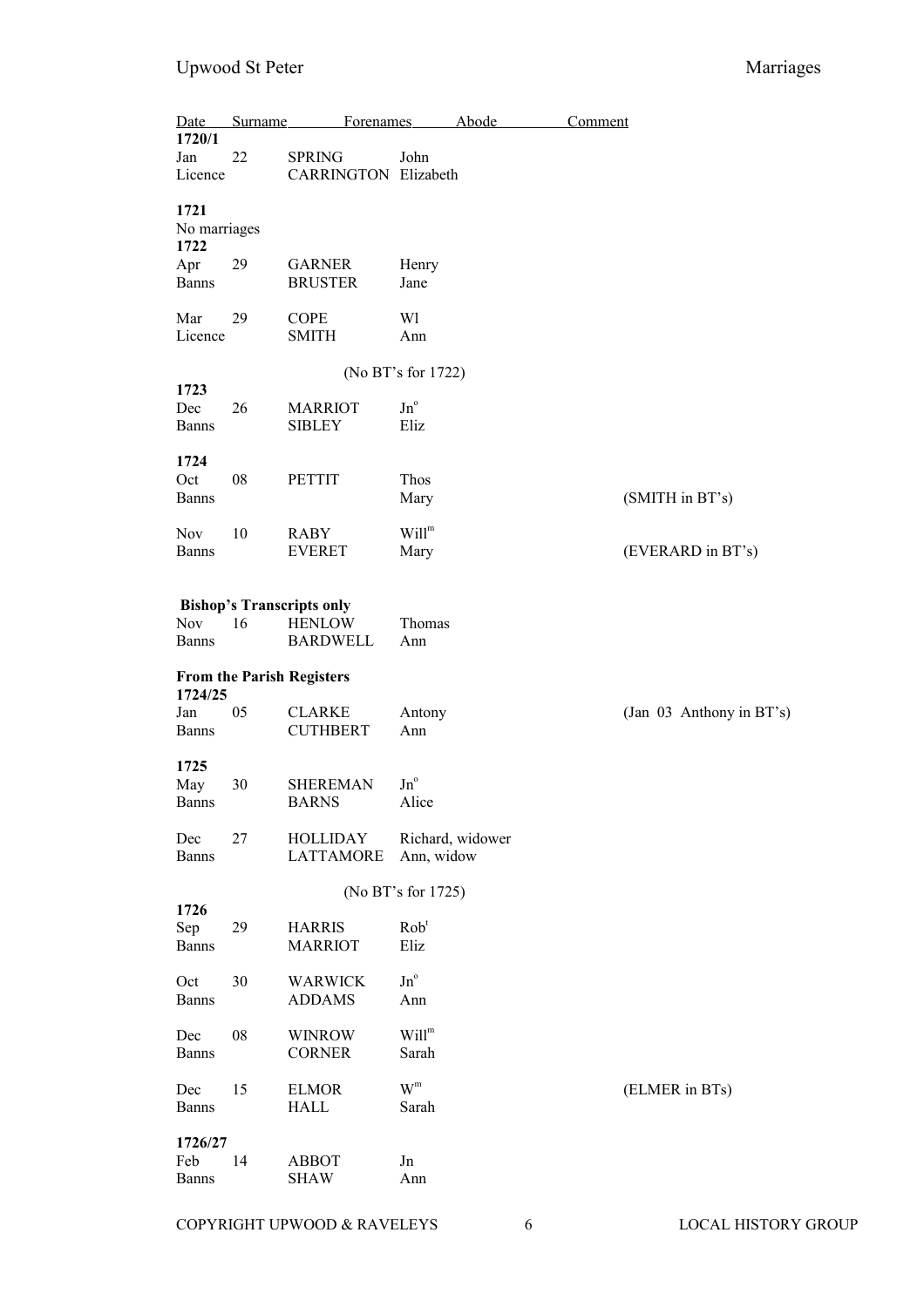| Date | | Surname | Forenames | Abode | Comment |
|---|---|---|---|---|---|
| **1720/1** | | | | | |
| Jan | 22 | SPRING | John | | |
| Licence | | CARRINGTON | Elizabeth | | |
| | | | | | |
| **1721** | | | | | |
| No marriages | | | | | |
| **1722** | | | | | |
| Apr | 29 | GARNER | Henry | | |
| Banns | | BRUSTER | Jane | | |
| | | | | | |
| Mar | 29 | COPE | Wl | | |
| Licence | | SMITH | Ann | | |
| | | | | | |
| | | (No BT's for 1722) | | | |
| **1723** | | | | | |
| Dec | 26 | MARRIOT | Jn° | | |
| Banns | | SIBLEY | Eliz | | |
| | | | | | |
| **1724** | | | | | |
| Oct | 08 | PETTIT | Thos | | |
| Banns | | | Mary | | (SMITH in BT's) |
| | | | | | |
| Nov | 10 | RABY | Will^m^ | | |
| Banns | | EVERET | Mary | | (EVERARD in BT's) |
| | | | | | |
| **Bishop's Transcripts only** | | | | | |
| Nov | 16 | HENLOW | Thomas | | |
| Banns | | BARDWELL | Ann | | |
| | | | | | |
| **From the Parish Registers** | | | | | |
| **1724/25** | | | | | |
| Jan | 05 | CLARKE | Antony | | (Jan 03 Anthony in BT's) |
| Banns | | CUTHBERT | Ann | | |
| | | | | | |
| **1725** | | | | | |
| May | 30 | SHEREMAN | Jn° | | |
| Banns | | BARNS | Alice | | |
| | | | | | |
| Dec | 27 | HOLLIDAY | Richard, widower | | |
| Banns | | LATTAMORE | Ann, widow | | |
| | | | | | |
| | | (No BT's for 1725) | | | |
| **1726** | | | | | |
| Sep | 29 | HARRIS | Rob^t^ | | |
| Banns | | MARRIOT | Eliz | | |
| | | | | | |
| Oct | 30 | WARWICK | Jn° | | |
| Banns | | ADDAMS | Ann | | |
| | | | | | |
| Dec | 08 | WINROW | Will^m^ | | |
| Banns | | CORNER | Sarah | | |
| | | | | | |
| Dec | 15 | ELMOR | W^m^ | | (ELMER in BTs) |
| Banns | | HALL | Sarah | | |
| | | | | | |
| **1726/27** | | | | | |
| Feb | 14 | ABBOT | Jn | | |
| Banns | | SHAW | Ann | | |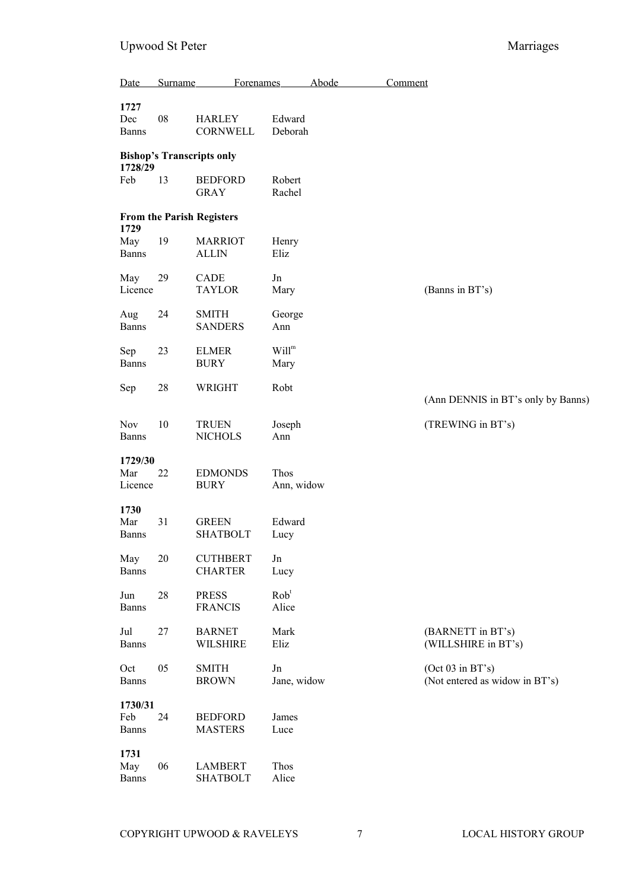| Date | | Surname | Forenames | Abode | Comment |
|---|---|---|---|---|---|
| **1727** | | | | | |
| Dec | 08 | HARLEY | Edward | | |
| Banns | | CORNWELL | Deborah | | |
| **Bishop's Transcripts only** | | | | | |
| **1728/29** | | | | | |
| Feb | 13 | BEDFORD | Robert | | |
| | | GRAY | Rachel | | |
| **From the Parish Registers** | | | | | |
| **1729** | | | | | |
| May | 19 | MARRIOT | Henry | | |
| Banns | | ALLIN | Eliz | | |
| May | 29 | CADE | Jn | | |
| Licence | | TAYLOR | Mary | | (Banns in BT's) |
| Aug | 24 | SMITH | George | | |
| Banns | | SANDERS | Ann | | |
| Sep | 23 | ELMER | Will^m | | |
| Banns | | BURY | Mary | | |
| Sep | 28 | WRIGHT | Robt | | |
| | | | | | (Ann DENNIS in BT's only by Banns) |
| Nov | 10 | TRUEN | Joseph | | (TREWING in BT's) |
| Banns | | NICHOLS | Ann | | |
| **1729/30** | | | | | |
| Mar | 22 | EDMONDS | Thos | | |
| Licence | | BURY | Ann, widow | | |
| **1730** | | | | | |
| Mar | 31 | GREEN | Edward | | |
| Banns | | SHATBOLT | Lucy | | |
| May | 20 | CUTHBERT | Jn | | |
| Banns | | CHARTER | Lucy | | |
| Jun | 28 | PRESS | Rob^t | | |
| Banns | | FRANCIS | Alice | | |
| Jul | 27 | BARNET | Mark | | (BARNETT in BT's) |
| Banns | | WILSHIRE | Eliz | | (WILLSHIRE in BT's) |
| Oct | 05 | SMITH | Jn | | (Oct 03 in BT's) |
| Banns | | BROWN | Jane, widow | | (Not entered as widow in BT's) |
| **1730/31** | | | | | |
| Feb | 24 | BEDFORD | James | | |
| Banns | | MASTERS | Luce | | |
| **1731** | | | | | |
| May | 06 | LAMBERT | Thos | | |
| Banns | | SHATBOLT | Alice | | |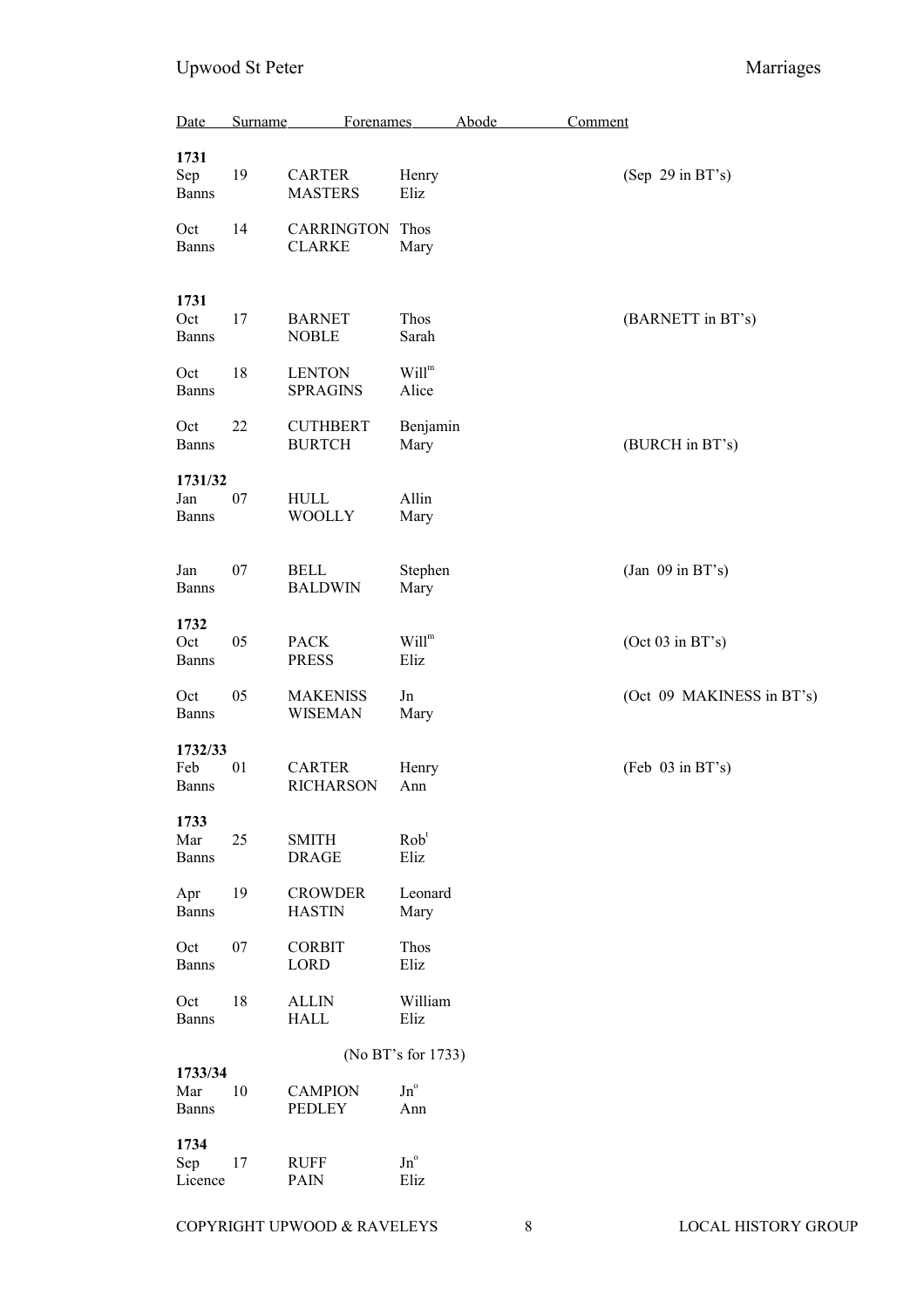| Date | | Surname | Forenames | Abode | Comment |
|---|---|---|---|---|---|
| **1731** | | | | | |
| Sep | 19 | CARTER | Henry | | (Sep 29 in BT's) |
| Banns | | MASTERS | Eliz | | |
| Oct | 14 | CARRINGTON | Thos | | |
| Banns | | CLARKE | Mary | | |
| **1731** | | | | | |
| Oct | 17 | BARNET | Thos | | (BARNETT in BT's) |
| Banns | | NOBLE | Sarah | | |
| Oct | 18 | LENTON | Will^m^ | | |
| Banns | | SPRAGINS | Alice | | |
| Oct | 22 | CUTHBERT | Benjamin | | |
| Banns | | BURTCH | Mary | | (BURCH in BT's) |
| **1731/32** | | | | | |
| Jan | 07 | HULL | Allin | | |
| Banns | | WOOLLY | Mary | | |
| Jan | 07 | BELL | Stephen | | (Jan 09 in BT's) |
| Banns | | BALDWIN | Mary | | |
| **1732** | | | | | |
| Oct | 05 | PACK | Will^m^ | | (Oct 03 in BT's) |
| Banns | | PRESS | Eliz | | |
| Oct | 05 | MAKENISS | Jn | | (Oct 09 MAKINESS in BT's) |
| Banns | | WISEMAN | Mary | | |
| **1732/33** | | | | | |
| Feb | 01 | CARTER | Henry | | (Feb 03 in BT's) |
| Banns | | RICHARSON | Ann | | |
| **1733** | | | | | |
| Mar | 25 | SMITH | Rob^t^ | | |
| Banns | | DRAGE | Eliz | | |
| Apr | 19 | CROWDER | Leonard | | |
| Banns | | HASTIN | Mary | | |
| Oct | 07 | CORBIT | Thos | | |
| Banns | | LORD | Eliz | | |
| Oct | 18 | ALLIN | William | | |
| Banns | | HALL | Eliz | | |
| | | (No BT's for 1733) | | | |
| **1733/34** | | | | | |
| Mar | 10 | CAMPION | Jn^o^ | | |
| Banns | | PEDLEY | Ann | | |
| **1734** | | | | | |
| Sep | 17 | RUFF | Jn^o^ | | |
| Licence | | PAIN | Eliz | | |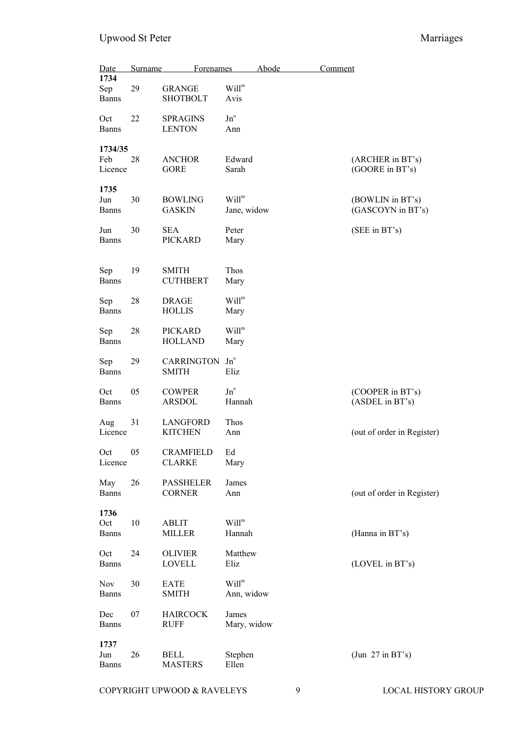| Date | Surname | Forenames | Abode | Comment |
|---|---|---|---|---|
| **1734** | | | | |
| Sep 29 | GRANGE | Will$^{m}$ | | |
| Banns | SHOTBOLT | Avis | | |
| Oct 22 | SPRAGINS | Jn$^{o}$ | | |
| Banns | LENTON | Ann | | |
| **1734/35** | | | | |
| Feb 28 | ANCHOR | Edward | | (ARCHER in BT's) |
| Licence | GORE | Sarah | | (GOORE in BT's) |
| **1735** | | | | |
| Jun 30 | BOWLING | Will$^{m}$ | | (BOWLIN in BT's) |
| Banns | GASKIN | Jane, widow | | (GASCOYN in BT's) |
| Jun 30 | SEA | Peter | | (SEE in BT's) |
| Banns | PICKARD | Mary | | |
| Sep 19 | SMITH | Thos | | |
| Banns | CUTHBERT | Mary | | |
| Sep 28 | DRAGE | Will$^{m}$ | | |
| Banns | HOLLIS | Mary | | |
| Sep 28 | PICKARD | Will$^{m}$ | | |
| Banns | HOLLAND | Mary | | |
| Sep 29 | CARRINGTON | Jn$^{o}$ | | |
| Banns | SMITH | Eliz | | |
| Oct 05 | COWPER | Jn$^{o}$ | | (COOPER in BT's) |
| Banns | ARSDOL | Hannah | | (ASDEL in BT's) |
| Aug 31 | LANGFORD | Thos | | |
| Licence | KITCHEN | Ann | | (out of order in Register) |
| Oct 05 | CRAMFIELD | Ed | | |
| Licence | CLARKE | Mary | | |
| May 26 | PASSHELER | James | | |
| Banns | CORNER | Ann | | (out of order in Register) |
| **1736** | | | | |
| Oct 10 | ABLIT | Will$^{m}$ | | |
| Banns | MILLER | Hannah | | (Hanna in BT's) |
| Oct 24 | OLIVIER | Matthew | | |
| Banns | LOVELL | Eliz | | (LOVEL in BT's) |
| Nov 30 | EATE | Will$^{m}$ | | |
| Banns | SMITH | Ann, widow | | |
| Dec 07 | HAIRCOCK | James | | |
| Banns | RUFF | Mary, widow | | |
| **1737** | | | | |
| Jun 26 | BELL | Stephen | | (Jun 27 in BT's) |
| Banns | MASTERS | Ellen | | |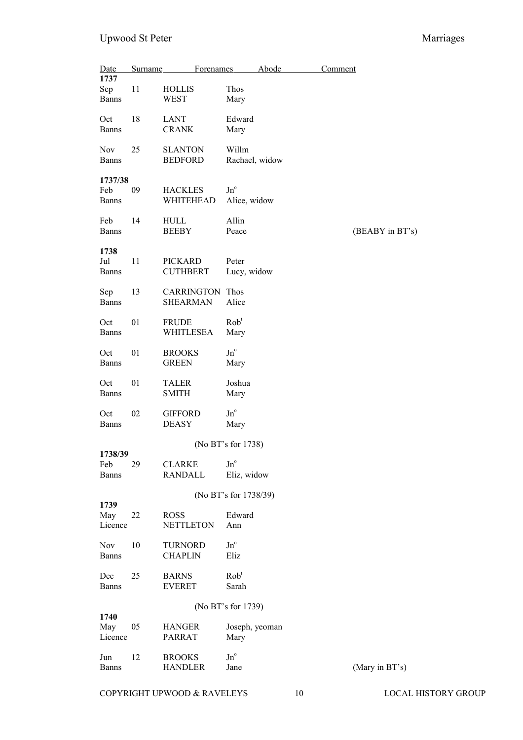| Date | | Surname | Forenames | Abode | Comment |
|---|---|---|---|---|---|
| **1737** | | | | | |
| Sep | 11 | HOLLIS | Thos | | |
| Banns | | WEST | Mary | | |
| Oct | 18 | LANT | Edward | | |
| Banns | | CRANK | Mary | | |
| Nov | 25 | SLANTON | Willm | | |
| Banns | | BEDFORD | Rachael, widow | | |
| **1737/38** | | | | | |
| Feb | 09 | HACKLES | Jn$^{o}$ | | |
| Banns | | WHITEHEAD | Alice, widow | | |
| Feb | 14 | HULL | Allin | | |
| Banns | | BEEBY | Peace | | (BEABY in BT's) |
| **1738** | | | | | |
| Jul | 11 | PICKARD | Peter | | |
| Banns | | CUTHBERT | Lucy, widow | | |
| Sep | 13 | CARRINGTON | Thos | | |
| Banns | | SHEARMAN | Alice | | |
| Oct | 01 | FRUDE | Rob$^{t}$ | | |
| Banns | | WHITLESEA | Mary | | |
| Oct | 01 | BROOKS | Jn$^{o}$ | | |
| Banns | | GREEN | Mary | | |
| Oct | 01 | TALER | Joshua | | |
| Banns | | SMITH | Mary | | |
| Oct | 02 | GIFFORD | Jn$^{o}$ | | |
| Banns | | DEASY | Mary | | |
| | | | (No BT's for 1738) | | |
| **1738/39** | | | | | |
| Feb | 29 | CLARKE | Jn$^{o}$ | | |
| Banns | | RANDALL | Eliz, widow | | |
| | | | (No BT's for 1738/39) | | |
| **1739** | | | | | |
| May | 22 | ROSS | Edward | | |
| Licence | | NETTLETON | Ann | | |
| Nov | 10 | TURNORD | Jn$^{o}$ | | |
| Banns | | CHAPLIN | Eliz | | |
| Dec | 25 | BARNS | Rob$^{t}$ | | |
| Banns | | EVERET | Sarah | | |
| | | | (No BT's for 1739) | | |
| **1740** | | | | | |
| May | 05 | HANGER | Joseph, yeoman | | |
| Licence | | PARRAT | Mary | | |
| Jun | 12 | BROOKS | Jn$^{o}$ | | |
| Banns | | HANDLER | Jane | | (Mary in BT's) |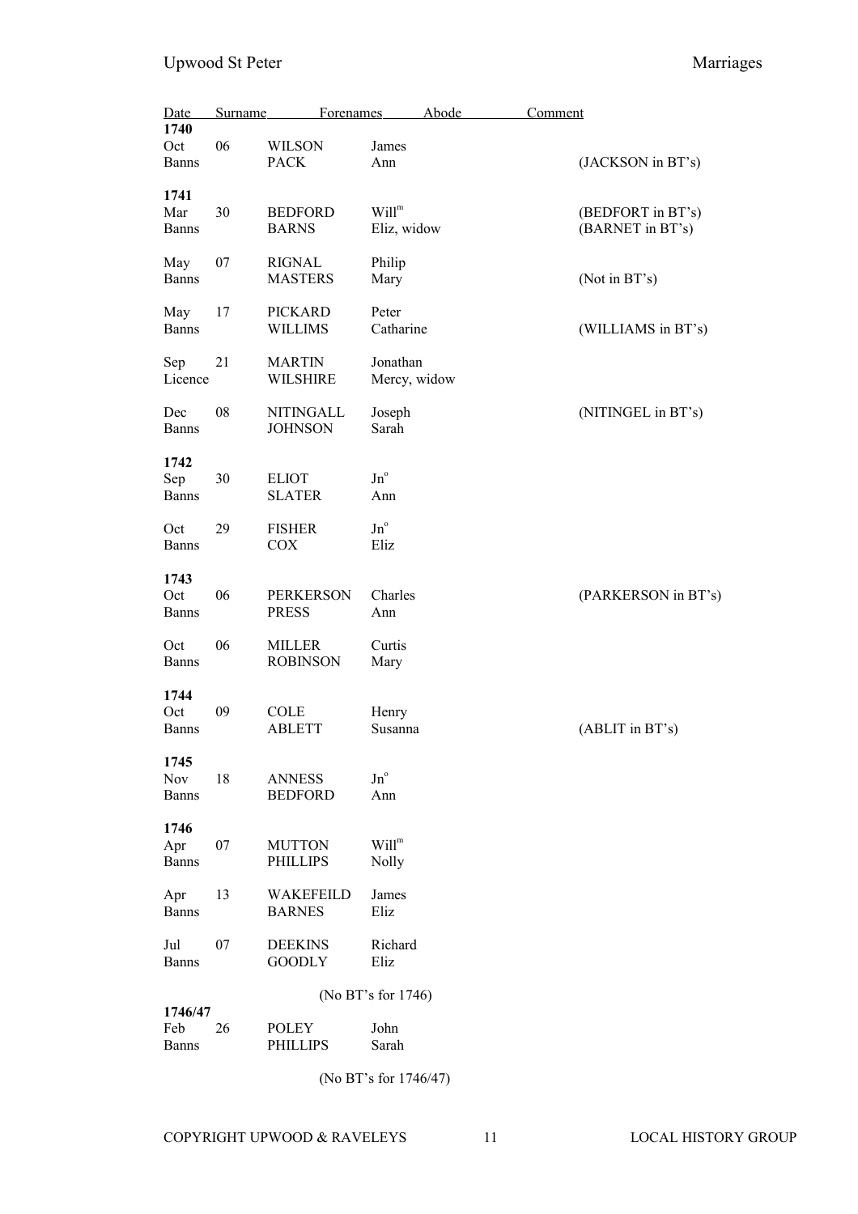| Date | | Surname | Forenames | Abode | Comment |
|---|---|---|---|---|---|
| **1740** | | | | | |
| Oct | 06 | WILSON | James | | |
| Banns | | PACK | Ann | | (JACKSON in BT's) |
| **1741** | | | | | |
| Mar | 30 | BEDFORD | Will^m^ | | (BEDFORT in BT's) |
| Banns | | BARNS | Eliz, widow | | (BARNET in BT's) |
| May | 07 | RIGNAL | Philip | | |
| Banns | | MASTERS | Mary | | (Not in BT's) |
| May | 17 | PICKARD | Peter | | |
| Banns | | WILLIMS | Catharine | | (WILLIAMS in BT's) |
| Sep | 21 | MARTIN | Jonathan | | |
| Licence | | WILSHIRE | Mercy, widow | | |
| Dec | 08 | NITINGALL | Joseph | | (NITINGEL in BT's) |
| Banns | | JOHNSON | Sarah | | |
| **1742** | | | | | |
| Sep | 30 | ELIOT | Jn^o^ | | |
| Banns | | SLATER | Ann | | |
| Oct | 29 | FISHER | Jn^o^ | | |
| Banns | | COX | Eliz | | |
| **1743** | | | | | |
| Oct | 06 | PERKERSON | Charles | | (PARKERSON in BT's) |
| Banns | | PRESS | Ann | | |
| Oct | 06 | MILLER | Curtis | | |
| Banns | | ROBINSON | Mary | | |
| **1744** | | | | | |
| Oct | 09 | COLE | Henry | | |
| Banns | | ABLETT | Susanna | | (ABLIT in BT's) |
| **1745** | | | | | |
| Nov | 18 | ANNESS | Jn^o^ | | |
| Banns | | BEDFORD | Ann | | |
| **1746** | | | | | |
| Apr | 07 | MUTTON | Will^m^ | | |
| Banns | | PHILLIPS | Nolly | | |
| Apr | 13 | WAKEFEILD | James | | |
| Banns | | BARNES | Eliz | | |
| Jul | 07 | DEEKINS | Richard | | |
| Banns | | GOODLY | Eliz | | |
| | | | (No BT's for 1746) | | |
| **1746/47** | | | | | |
| Feb | 26 | POLEY | John | | |
| Banns | | PHILLIPS | Sarah | | |
| | | | (No BT's for 1746/47) | | |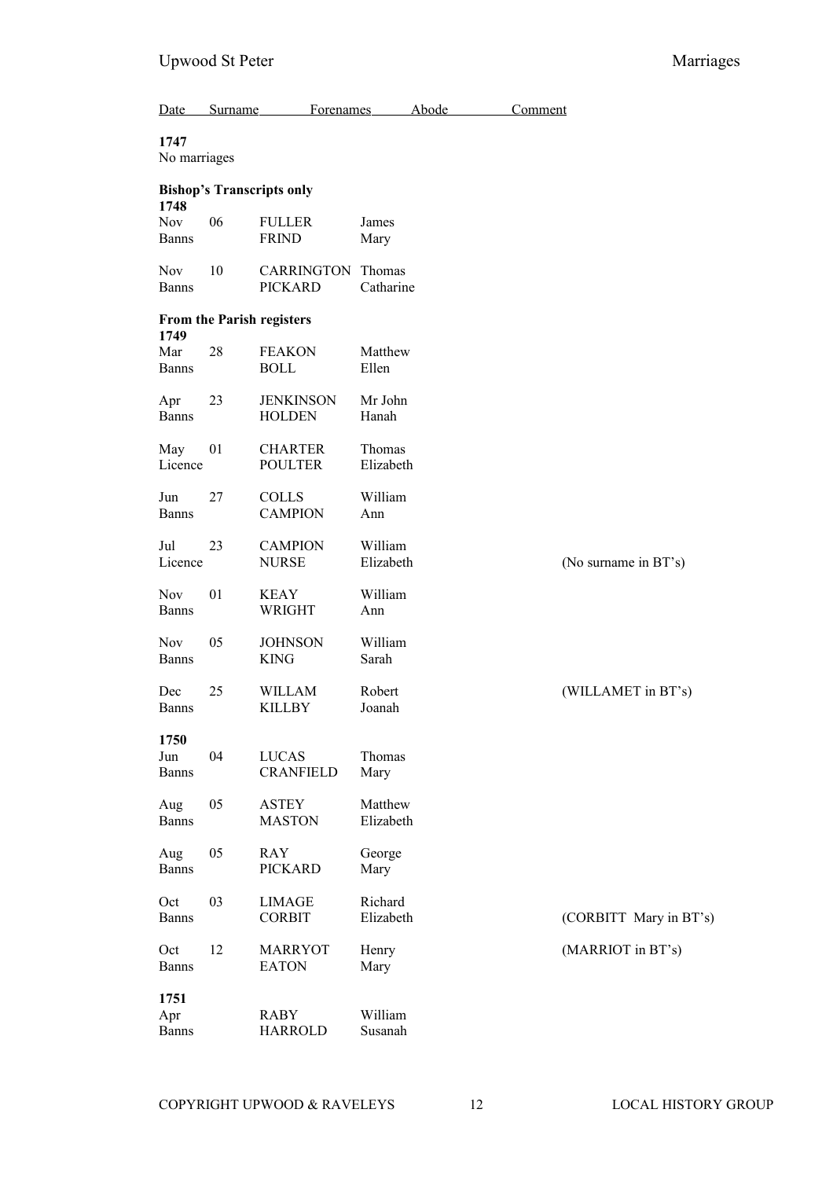| Date | | Surname | Forenames | Abode | Comment |
|---|---|---|---|---|---|

**1747**
No marriages

**Bishop's Transcripts only**

**1748**

| | | | | | |
|---|---|---|---|---|---|
| Nov | 06 | FULLER | James | | |
| Banns | | FRIND | Mary | | |
| | | | | | |
| Nov | 10 | CARRINGTON | Thomas | | |
| Banns | | PICKARD | Catharine | | |

**From the Parish registers**

**1749**

| | | | | | |
|---|---|---|---|---|---|
| Mar | 28 | FEAKON | Matthew | | |
| Banns | | BOLL | Ellen | | |
| | | | | | |
| Apr | 23 | JENKINSON | Mr John | | |
| Banns | | HOLDEN | Hanah | | |
| | | | | | |
| May | 01 | CHARTER | Thomas | | |
| Licence | | POULTER | Elizabeth | | |
| | | | | | |
| Jun | 27 | COLLS | William | | |
| Banns | | CAMPION | Ann | | |
| | | | | | |
| Jul | 23 | CAMPION | William | | |
| Licence | | NURSE | Elizabeth | | (No surname in BT's) |
| | | | | | |
| Nov | 01 | KEAY | William | | |
| Banns | | WRIGHT | Ann | | |
| | | | | | |
| Nov | 05 | JOHNSON | William | | |
| Banns | | KING | Sarah | | |
| | | | | | |
| Dec | 25 | WILLAM | Robert | | (WILLAMET in BT's) |
| Banns | | KILLBY | Joanah | | |

**1750**

| | | | | | |
|---|---|---|---|---|---|
| Jun | 04 | LUCAS | Thomas | | |
| Banns | | CRANFIELD | Mary | | |
| | | | | | |
| Aug | 05 | ASTEY | Matthew | | |
| Banns | | MASTON | Elizabeth | | |
| | | | | | |
| Aug | 05 | RAY | George | | |
| Banns | | PICKARD | Mary | | |
| | | | | | |
| Oct | 03 | LIMAGE | Richard | | |
| Banns | | CORBIT | Elizabeth | | (CORBITT Mary in BT's) |
| | | | | | |
| Oct | 12 | MARRYOT | Henry | | (MARRIOT in BT's) |
| Banns | | EATON | Mary | | |

**1751**

| | | | | | |
|---|---|---|---|---|---|
| Apr | | RABY | William | | |
| Banns | | HARROLD | Susanah | | |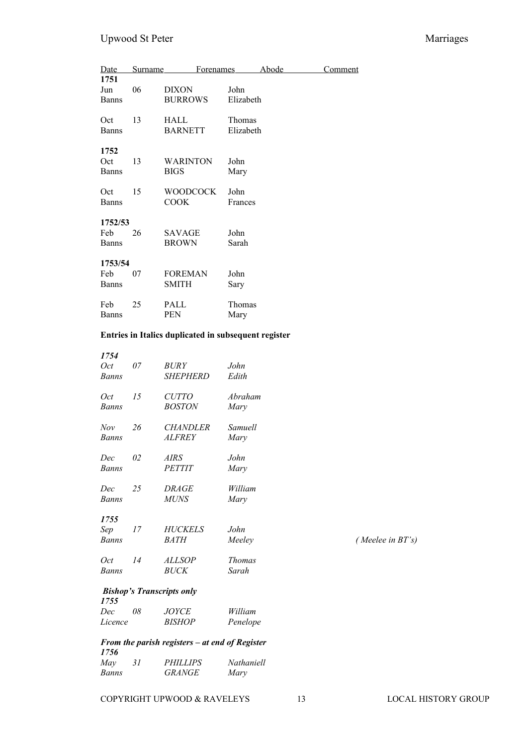| Date | | Surname | Forenames | Abode | Comment |
|---|---|---|---|---|---|
| **1751** | | | | | |
| Jun | 06 | DIXON | John | | |
| Banns | | BURROWS | Elizabeth | | |
| Oct | 13 | HALL | Thomas | | |
| Banns | | BARNETT | Elizabeth | | |
| **1752** | | | | | |
| Oct | 13 | WARINTON | John | | |
| Banns | | BIGS | Mary | | |
| Oct | 15 | WOODCOCK | John | | |
| Banns | | COOK | Frances | | |
| **1752/53** | | | | | |
| Feb | 26 | SAVAGE | John | | |
| Banns | | BROWN | Sarah | | |
| **1753/54** | | | | | |
| Feb | 07 | FOREMAN | John | | |
| Banns | | SMITH | Sary | | |
| Feb | 25 | PALL | Thomas | | |
| Banns | | PEN | Mary | | |

**Entries in Italics duplicated in subsequent register**

| Date | | Surname | Forenames | Abode | Comment |
|---|---|---|---|---|---|
| ***1754*** | | | | | |
| *Oct* | *07* | *BURY* | *John* | | |
| *Banns* | | *SHEPHERD* | *Edith* | | |
| *Oct* | *15* | *CUTTO* | *Abraham* | | |
| *Banns* | | *BOSTON* | *Mary* | | |
| *Nov* | *26* | *CHANDLER* | *Samuell* | | |
| *Banns* | | *ALFREY* | *Mary* | | |
| *Dec* | *02* | *AIRS* | *John* | | |
| *Banns* | | *PETTIT* | *Mary* | | |
| *Dec* | *25* | *DRAGE* | *William* | | |
| *Banns* | | *MUNS* | *Mary* | | |
| ***1755*** | | | | | |
| *Sep* | *17* | *HUCKELS* | *John* | | |
| *Banns* | | *BATH* | *Meeley* | | *(Meelee in BT's)* |
| *Oct* | *14* | *ALLSOP* | *Thomas* | | |
| *Banns* | | *BUCK* | *Sarah* | | |

***Bishop's Transcripts only***

| Date | | Surname | Forenames | Abode | Comment |
|---|---|---|---|---|---|
| ***1755*** | | | | | |
| *Dec* | *08* | *JOYCE* | *William* | | |
| *Licence* | | *BISHOP* | *Penelope* | | |

***From the parish registers – at end of Register***

| Date | | Surname | Forenames | Abode | Comment |
|---|---|---|---|---|---|
| ***1756*** | | | | | |
| *May* | *31* | *PHILLIPS* | *Nathaniell* | | |
| *Banns* | | *GRANGE* | *Mary* | | |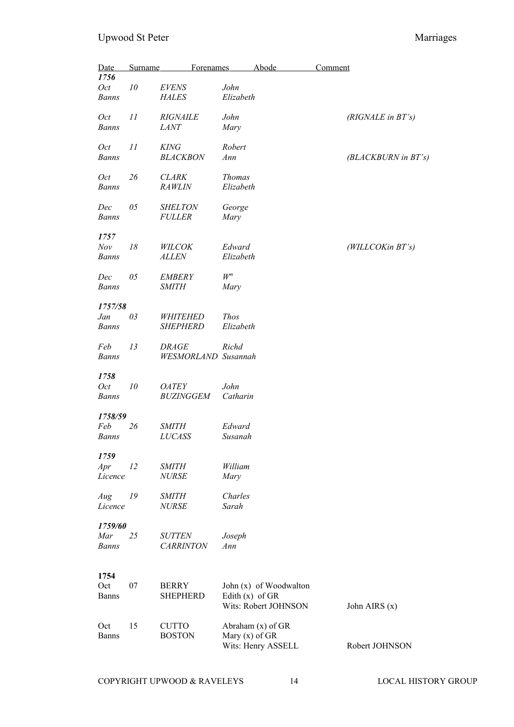| Date | | Surname | Forenames | Abode | Comment |
|---|---|---|---|---|---|
| ***1756*** | | | | | |
| *Oct* | *10* | *EVENS* | *John* | | |
| *Banns* | | *HALES* | *Elizabeth* | | |
| *Oct* | *11* | *RIGNAILE* | *John* | | *(RIGNALE in BT's)* |
| *Banns* | | *LANT* | *Mary* | | |
| *Oct* | *11* | *KING* | *Robert* | | |
| *Banns* | | *BLACKBON* | *Ann* | | *(BLACKBURN in BT's)* |
| *Oct* | *26* | *CLARK* | *Thomas* | | |
| *Banns* | | *RAWLIN* | *Elizabeth* | | |
| *Dec* | *05* | *SHELTON* | *George* | | |
| *Banns* | | *FULLER* | *Mary* | | |
| ***1757*** | | | | | |
| *Nov* | *18* | *WILCOK* | *Edward* | | *(WILLCOKin BT's)* |
| *Banns* | | *ALLEN* | *Elizabeth* | | |
| *Dec* | *05* | *EMBERY* | *W^m^* | | |
| *Banns* | | *SMITH* | *Mary* | | |
| ***1757/58*** | | | | | |
| *Jan* | *03* | *WHITEHED* | *Thos* | | |
| *Banns* | | *SHEPHERD* | *Elizabeth* | | |
| *Feb* | *13* | *DRAGE* | *Richd* | | |
| *Banns* | | *WESMORLAND* | *Susannah* | | |
| ***1758*** | | | | | |
| *Oct* | *10* | *OATEY* | *John* | | |
| *Banns* | | *BUZINGGEM* | *Catharin* | | |
| ***1758/59*** | | | | | |
| *Feb* | *26* | *SMITH* | *Edward* | | |
| *Banns* | | *LUCASS* | *Susanah* | | |
| ***1759*** | | | | | |
| *Apr* | *12* | *SMITH* | *William* | | |
| *Licence* | | *NURSE* | *Mary* | | |
| *Aug* | *19* | *SMITH* | *Charles* | | |
| *Licence* | | *NURSE* | *Sarah* | | |
| ***1759/60*** | | | | | |
| *Mar* | *25* | *SUTTEN* | *Joseph* | | |
| *Banns* | | *CARRINTON* | *Ann* | | |
| **1754** | | | | | |
| Oct | 07 | BERRY | John (x) | of Woodwalton | |
| Banns | | SHEPHERD | Edith (x) | of GR | |
| | | | Wits: Robert JOHNSON | | John AIRS (x) |
| Oct | 15 | CUTTO | Abraham (x) | of GR | |
| Banns | | BOSTON | Mary (x) | of GR | |
| | | | Wits: Henry ASSELL | | Robert JOHNSON |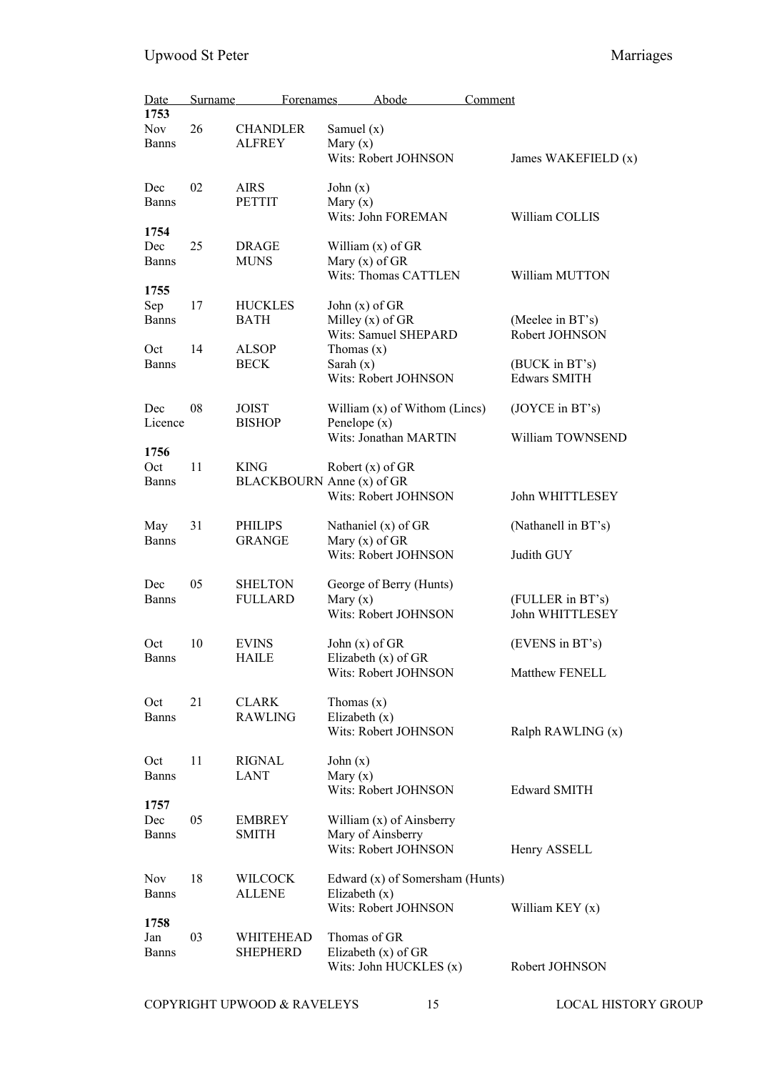| Date | | Surname | Forenames | Abode | Comment |
|---|---|---|---|---|---|
| **1753** | | | | | |
| Nov | 26 | CHANDLER | Samuel (x) | | |
| Banns | | ALFREY | Mary (x) | | |
| | | | Wits: Robert JOHNSON | | James WAKEFIELD (x) |
| Dec | 02 | AIRS | John (x) | | |
| Banns | | PETTIT | Mary (x) | | |
| | | | Wits: John FOREMAN | | William COLLIS |
| **1754** | | | | | |
| Dec | 25 | DRAGE | William (x) of GR | | |
| Banns | | MUNS | Mary (x) of GR | | |
| | | | Wits: Thomas CATTLEN | | William MUTTON |
| **1755** | | | | | |
| Sep | 17 | HUCKLES | John (x) of GR | | |
| Banns | | BATH | Milley (x) of GR | | (Meelee in BT's) |
| | | | Wits: Samuel SHEPARD | | Robert JOHNSON |
| Oct | 14 | ALSOP | Thomas (x) | | |
| Banns | | BECK | Sarah (x) | | (BUCK in BT's) |
| | | | Wits: Robert JOHNSON | | Edwars SMITH |
| Dec | 08 | JOIST | William (x) of Withom (Lincs) | | (JOYCE in BT's) |
| Licence | | BISHOP | Penelope (x) | | |
| | | | Wits: Jonathan MARTIN | | William TOWNSEND |
| **1756** | | | | | |
| Oct | 11 | KING | Robert (x) of GR | | |
| Banns | | BLACKBOURN | Anne (x) of GR | | |
| | | | Wits: Robert JOHNSON | | John WHITTLESEY |
| May | 31 | PHILIPS | Nathaniel (x) of GR | | (Nathanell in BT's) |
| Banns | | GRANGE | Mary (x) of GR | | |
| | | | Wits: Robert JOHNSON | | Judith GUY |
| Dec | 05 | SHELTON | George of Berry (Hunts) | | |
| Banns | | FULLARD | Mary (x) | | (FULLER in BT's) |
| | | | Wits: Robert JOHNSON | | John WHITTLESEY |
| Oct | 10 | EVINS | John (x) of GR | | (EVENS in BT's) |
| Banns | | HAILE | Elizabeth (x) of GR | | |
| | | | Wits: Robert JOHNSON | | Matthew FENELL |
| Oct | 21 | CLARK | Thomas (x) | | |
| Banns | | RAWLING | Elizabeth (x) | | |
| | | | Wits: Robert JOHNSON | | Ralph RAWLING (x) |
| Oct | 11 | RIGNAL | John (x) | | |
| Banns | | LANT | Mary (x) | | |
| | | | Wits: Robert JOHNSON | | Edward SMITH |
| **1757** | | | | | |
| Dec | 05 | EMBREY | William (x) of Ainsberry | | |
| Banns | | SMITH | Mary of Ainsberry | | |
| | | | Wits: Robert JOHNSON | | Henry ASSELL |
| Nov | 18 | WILCOCK | Edward (x) of Somersham (Hunts) | | |
| Banns | | ALLENE | Elizabeth (x) | | |
| | | | Wits: Robert JOHNSON | | William KEY (x) |
| **1758** | | | | | |
| Jan | 03 | WHITEHEAD | Thomas of GR | | |
| Banns | | SHEPHERD | Elizabeth (x) of GR | | |
| | | | Wits: John HUCKLES (x) | | Robert JOHNSON |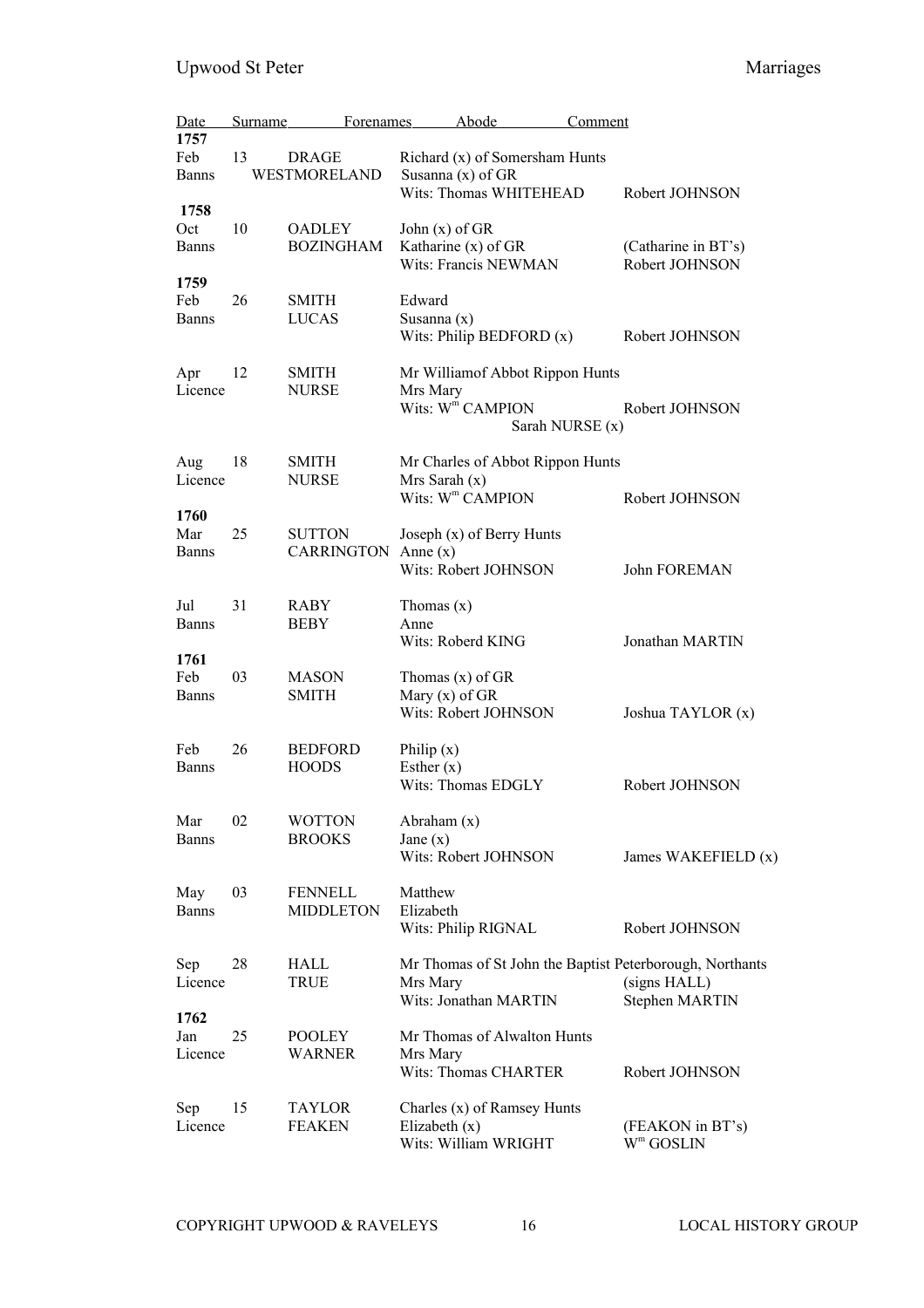| Date | | Surname | Forenames | Abode | Comment |
|---|---|---|---|---|---|
| **1757** | | | | | |
| Feb | 13 | DRAGE | Richard (x) of Somersham Hunts | | |
| Banns | | WESTMORELAND | Susanna (x) of GR | | |
| | | | Wits: Thomas WHITEHEAD | | Robert JOHNSON |
| **1758** | | | | | |
| Oct | 10 | OADLEY | John (x) of GR | | |
| Banns | | BOZINGHAM | Katharine (x) of GR | | (Catharine in BT's) |
| | | | Wits: Francis NEWMAN | | Robert JOHNSON |
| **1759** | | | | | |
| Feb | 26 | SMITH | Edward | | |
| Banns | | LUCAS | Susanna (x) | | |
| | | | Wits: Philip BEDFORD (x) | | Robert JOHNSON |
| Apr | 12 | SMITH | Mr Williamof Abbot Rippon Hunts | | |
| Licence | | NURSE | Mrs Mary | | |
| | | | Wits: W^m CAMPION | | Robert JOHNSON |
| | | | Sarah NURSE (x) | | |
| Aug | 18 | SMITH | Mr Charles of Abbot Rippon Hunts | | |
| Licence | | NURSE | Mrs Sarah (x) | | |
| | | | Wits: W^m CAMPION | | Robert JOHNSON |
| **1760** | | | | | |
| Mar | 25 | SUTTON | Joseph (x) of Berry Hunts | | |
| Banns | | CARRINGTON | Anne (x) | | |
| | | | Wits: Robert JOHNSON | | John FOREMAN |
| Jul | 31 | RABY | Thomas (x) | | |
| Banns | | BEBY | Anne | | |
| | | | Wits: Roberd KING | | Jonathan MARTIN |
| **1761** | | | | | |
| Feb | 03 | MASON | Thomas (x) of GR | | |
| Banns | | SMITH | Mary (x) of GR | | |
| | | | Wits: Robert JOHNSON | | Joshua TAYLOR (x) |
| Feb | 26 | BEDFORD | Philip (x) | | |
| Banns | | HOODS | Esther (x) | | |
| | | | Wits: Thomas EDGLY | | Robert JOHNSON |
| Mar | 02 | WOTTON | Abraham (x) | | |
| Banns | | BROOKS | Jane (x) | | |
| | | | Wits: Robert JOHNSON | | James WAKEFIELD (x) |
| May | 03 | FENNELL | Matthew | | |
| Banns | | MIDDLETON | Elizabeth | | |
| | | | Wits: Philip RIGNAL | | Robert JOHNSON |
| Sep | 28 | HALL | Mr Thomas of St John the Baptist Peterborough, Northants | | |
| Licence | | TRUE | Mrs Mary | | (signs HALL) |
| | | | Wits: Jonathan MARTIN | | Stephen MARTIN |
| **1762** | | | | | |
| Jan | 25 | POOLEY | Mr Thomas of Alwalton Hunts | | |
| Licence | | WARNER | Mrs Mary | | |
| | | | Wits: Thomas CHARTER | | Robert JOHNSON |
| Sep | 15 | TAYLOR | Charles (x) of Ramsey Hunts | | |
| Licence | | FEAKEN | Elizabeth (x) | | (FEAKON in BT's) |
| | | | Wits: William WRIGHT | | W^m GOSLIN |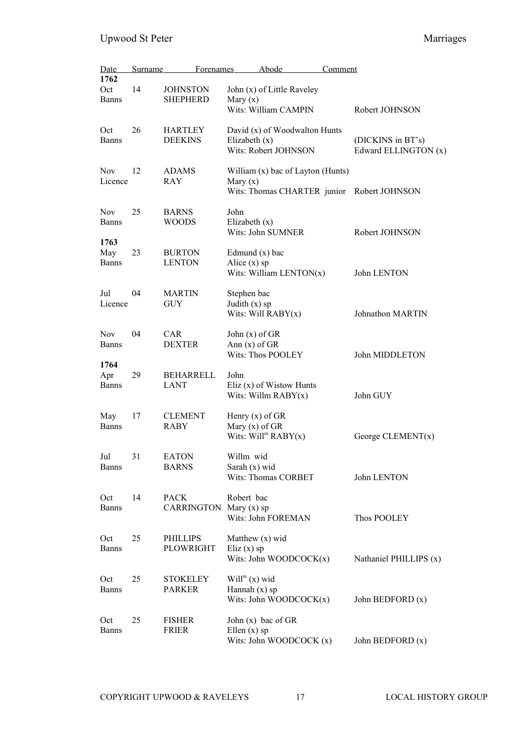| Date | | Surname | Forenames | Abode | Comment |
|---|---|---|---|---|---|
| **1762** | | | | | |
| Oct | 14 | JOHNSTON | John (x) of Little Raveley | | |
| Banns | | SHEPHERD | Mary (x) | | |
| | | | Wits: William CAMPIN | | Robert JOHNSON |
| Oct | 26 | HARTLEY | David (x) of Woodwalton Hunts | | |
| Banns | | DEEKINS | Elizabeth (x) | | (DICKINS in BT's) |
| | | | Wits: Robert JOHNSON | | Edward ELLINGTON (x) |
| Nov | 12 | ADAMS | William (x) bac of Layton (Hunts) | | |
| Licence | | RAY | Mary (x) | | |
| | | | Wits: Thomas CHARTER junior | | Robert JOHNSON |
| Nov | 25 | BARNS | John | | |
| Banns | | WOODS | Elizabeth (x) | | |
| | | | Wits: John SUMNER | | Robert JOHNSON |
| **1763** | | | | | |
| May | 23 | BURTON | Edmund (x) bac | | |
| Banns | | LENTON | Alice (x) sp | | |
| | | | Wits: William LENTON(x) | | John LENTON |
| Jul | 04 | MARTIN | Stephen bac | | |
| Licence | | GUY | Judith (x) sp | | |
| | | | Wits: Will RABY(x) | | Johnathon MARTIN |
| Nov | 04 | CAR | John (x) of GR | | |
| Banns | | DEXTER | Ann (x) of GR | | |
| | | | Wits: Thos POOLEY | | John MIDDLETON |
| **1764** | | | | | |
| Apr | 29 | BEHARRELL | John | | |
| Banns | | LANT | Eliz (x) of Wistow Hunts | | |
| | | | Wits: Willm RABY(x) | | John GUY |
| May | 17 | CLEMENT | Henry (x) of GR | | |
| Banns | | RABY | Mary (x) of GR | | |
| | | | Wits: Will[m] RABY(x) | | George CLEMENT(x) |
| Jul | 31 | EATON | Willm wid | | |
| Banns | | BARNS | Sarah (x) wid | | |
| | | | Wits: Thomas CORBET | | John LENTON |
| Oct | 14 | PACK | Robert bac | | |
| Banns | | CARRINGTON | Mary (x) sp | | |
| | | | Wits: John FOREMAN | | Thos POOLEY |
| Oct | 25 | PHILLIPS | Matthew (x) wid | | |
| Banns | | PLOWRIGHT | Eliz (x) sp | | |
| | | | Wits: John WOODCOCK(x) | | Nathaniel PHILLIPS (x) |
| Oct | 25 | STOKELEY | Will[m] (x) wid | | |
| Banns | | PARKER | Hannah (x) sp | | |
| | | | Wits: John WOODCOCK(x) | | John BEDFORD (x) |
| Oct | 25 | FISHER | John (x) bac of GR | | |
| Banns | | FRIER | Ellen (x) sp | | |
| | | | Wits: John WOODCOCK (x) | | John BEDFORD (x) |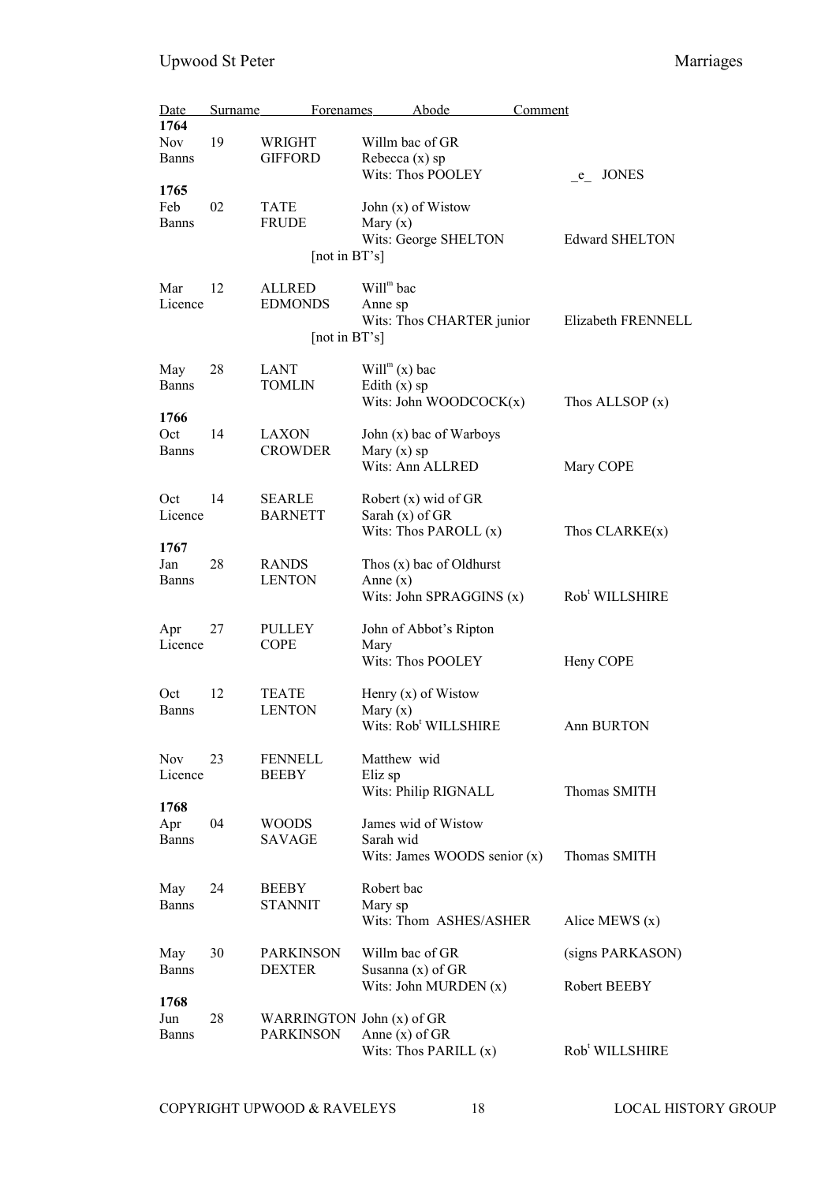| Date | Surname | Forenames | Abode | Comment |
|---|---|---|---|---|
| **1764** | | | | |
| Nov 19 | WRIGHT | Willm bac of GR | | |
| Banns | GIFFORD | Rebecca (x) sp | | |
| | | Wits: Thos POOLEY | | _e_ JONES |
| **1765** | | | | |
| Feb 02 | TATE | John (x) of Wistow | | |
| Banns | FRUDE | Mary (x) | | |
| | | Wits: George SHELTON | | Edward SHELTON |
| | [not in BT's] | | | |
| Mar 12 | ALLRED | Will[m] bac | | |
| Licence | EDMONDS | Anne sp | | |
| | | Wits: Thos CHARTER junior | | Elizabeth FRENNELL |
| | [not in BT's] | | | |
| May 28 | LANT | Will[m] (x) bac | | |
| Banns | TOMLIN | Edith (x) sp | | |
| | | Wits: John WOODCOCK(x) | | Thos ALLSOP (x) |
| **1766** | | | | |
| Oct 14 | LAXON | John (x) bac of Warboys | | |
| Banns | CROWDER | Mary (x) sp | | |
| | | Wits: Ann ALLRED | | Mary COPE |
| Oct 14 | SEARLE | Robert (x) wid of GR | | |
| Licence | BARNETT | Sarah (x) of GR | | |
| | | Wits: Thos PAROLL (x) | | Thos CLARKE(x) |
| **1767** | | | | |
| Jan 28 | RANDS | Thos (x) bac of Oldhurst | | |
| Banns | LENTON | Anne (x) | | |
| | | Wits: John SPRAGGINS (x) | | Rob[t] WILLSHIRE |
| Apr 27 | PULLEY | John of Abbot's Ripton | | |
| Licence | COPE | Mary | | |
| | | Wits: Thos POOLEY | | Heny COPE |
| Oct 12 | TEATE | Henry (x) of Wistow | | |
| Banns | LENTON | Mary (x) | | |
| | | Wits: Rob[t] WILLSHIRE | | Ann BURTON |
| Nov 23 | FENNELL | Matthew wid | | |
| Licence | BEEBY | Eliz sp | | |
| | | Wits: Philip RIGNALL | | Thomas SMITH |
| **1768** | | | | |
| Apr 04 | WOODS | James wid of Wistow | | |
| Banns | SAVAGE | Sarah wid | | |
| | | Wits: James WOODS senior (x) | | Thomas SMITH |
| May 24 | BEEBY | Robert bac | | |
| Banns | STANNIT | Mary sp | | |
| | | Wits: Thom ASHES/ASHER | | Alice MEWS (x) |
| May 30 | PARKINSON | Willm bac of GR | | (signs PARKASON) |
| Banns | DEXTER | Susanna (x) of GR | | |
| | | Wits: John MURDEN (x) | | Robert BEEBY |
| **1768** | | | | |
| Jun 28 | WARRINGTON | John (x) of GR | | |
| Banns | PARKINSON | Anne (x) of GR | | |
| | | Wits: Thos PARILL (x) | | Rob[t] WILLSHIRE |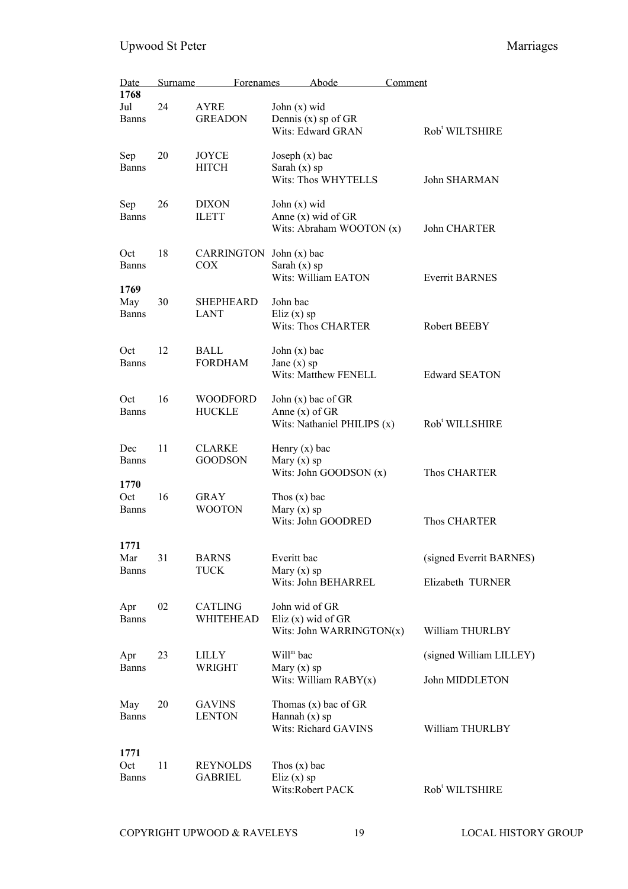| Date | | Surname | Forenames | Abode | Comment |
|---|---|---|---|---|---|
| **1768** | | | | | |
| Jul | 24 | AYRE | John (x) wid | | |
| Banns | | GREADON | Dennis (x) sp of GR | | |
| | | | Wits: Edward GRAN | | Rob[t] WILTSHIRE |
| Sep | 20 | JOYCE | Joseph (x) bac | | |
| Banns | | HITCH | Sarah (x) sp | | |
| | | | Wits: Thos WHYTELLS | | John SHARMAN |
| Sep | 26 | DIXON | John (x) wid | | |
| Banns | | ILETT | Anne (x) wid of GR | | |
| | | | Wits: Abraham WOOTON (x) | | John CHARTER |
| Oct | 18 | CARRINGTON | John (x) bac | | |
| Banns | | COX | Sarah (x) sp | | |
| | | | Wits: William EATON | | Everrit BARNES |
| **1769** | | | | | |
| May | 30 | SHEPHEARD | John bac | | |
| Banns | | LANT | Eliz (x) sp | | |
| | | | Wits: Thos CHARTER | | Robert BEEBY |
| Oct | 12 | BALL | John (x) bac | | |
| Banns | | FORDHAM | Jane (x) sp | | |
| | | | Wits: Matthew FENELL | | Edward SEATON |
| Oct | 16 | WOODFORD | John (x) bac of GR | | |
| Banns | | HUCKLE | Anne (x) of GR | | |
| | | | Wits: Nathaniel PHILIPS (x) | | Rob[t] WILLSHIRE |
| Dec | 11 | CLARKE | Henry (x) bac | | |
| Banns | | GOODSON | Mary (x) sp | | |
| | | | Wits: John GOODSON (x) | | Thos CHARTER |
| **1770** | | | | | |
| Oct | 16 | GRAY | Thos (x) bac | | |
| Banns | | WOOTON | Mary (x) sp | | |
| | | | Wits: John GOODRED | | Thos CHARTER |
| **1771** | | | | | |
| Mar | 31 | BARNS | Everitt bac | | (signed Everrit BARNES) |
| Banns | | TUCK | Mary (x) sp | | |
| | | | Wits: John BEHARREL | | Elizabeth TURNER |
| Apr | 02 | CATLING | John wid of GR | | |
| Banns | | WHITEHEAD | Eliz (x) wid of GR | | |
| | | | Wits: John WARRINGTON(x) | | William THURLBY |
| Apr | 23 | LILLY | Will[m] bac | | (signed William LILLEY) |
| Banns | | WRIGHT | Mary (x) sp | | |
| | | | Wits: William RABY(x) | | John MIDDLETON |
| May | 20 | GAVINS | Thomas (x) bac of GR | | |
| Banns | | LENTON | Hannah (x) sp | | |
| | | | Wits: Richard GAVINS | | William THURLBY |
| **1771** | | | | | |
| Oct | 11 | REYNOLDS | Thos (x) bac | | |
| Banns | | GABRIEL | Eliz (x) sp | | |
| | | | Wits:Robert PACK | | Rob[t] WILTSHIRE |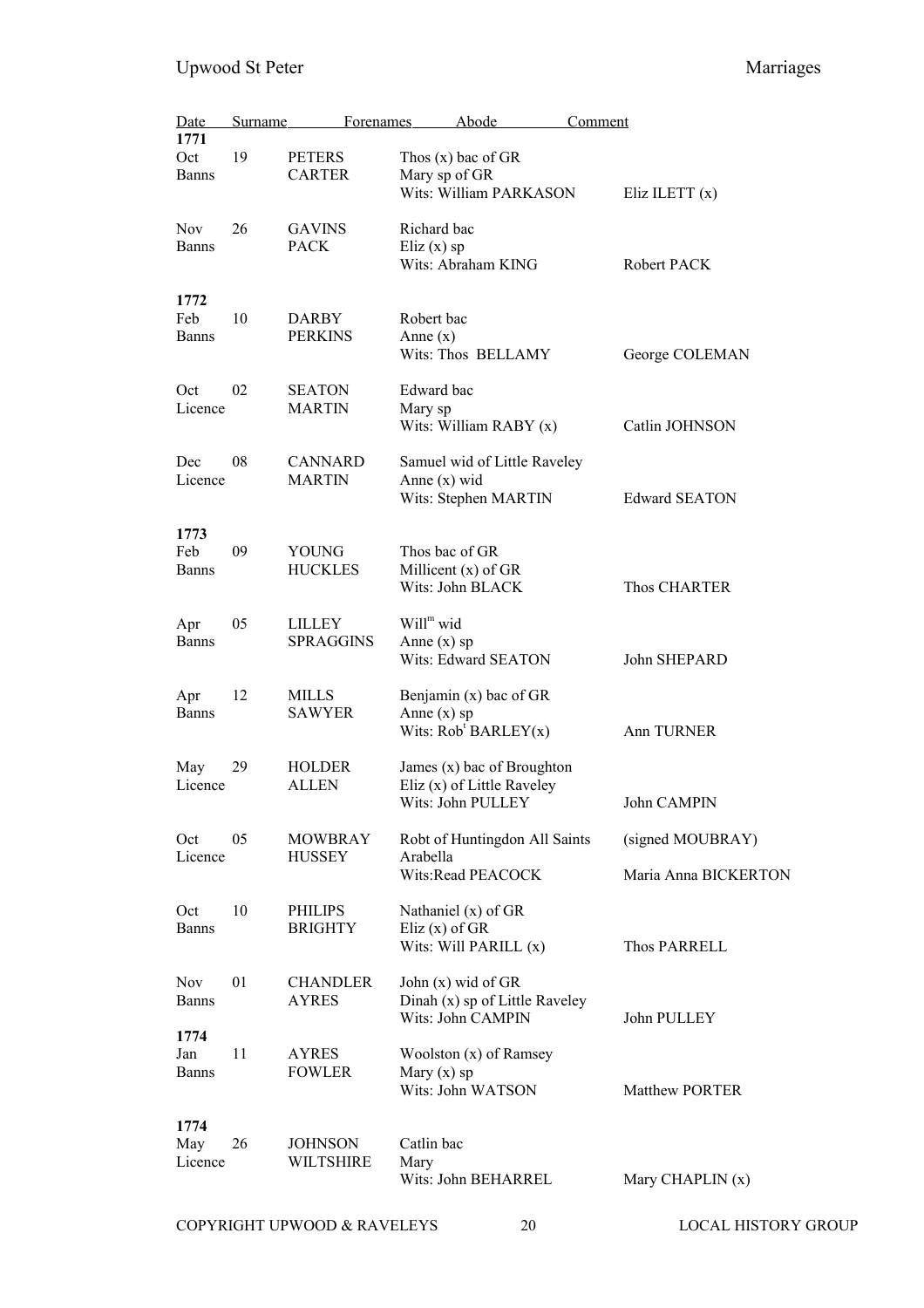| Date | | Surname | Forenames Abode | Comment |
|---|---|---|---|---|
| **1771** | | | | |
| Oct | 19 | PETERS | Thos (x) bac of GR | |
| Banns | | CARTER | Mary sp of GR | |
| | | | Wits: William PARKASON | Eliz ILETT (x) |
| Nov | 26 | GAVINS | Richard bac | |
| Banns | | PACK | Eliz (x) sp | |
| | | | Wits: Abraham KING | Robert PACK |
| **1772** | | | | |
| Feb | 10 | DARBY | Robert bac | |
| Banns | | PERKINS | Anne (x) | |
| | | | Wits: Thos BELLAMY | George COLEMAN |
| Oct | 02 | SEATON | Edward bac | |
| Licence | | MARTIN | Mary sp | |
| | | | Wits: William RABY (x) | Catlin JOHNSON |
| Dec | 08 | CANNARD | Samuel wid of Little Raveley | |
| Licence | | MARTIN | Anne (x) wid | |
| | | | Wits: Stephen MARTIN | Edward SEATON |
| **1773** | | | | |
| Feb | 09 | YOUNG | Thos bac of GR | |
| Banns | | HUCKLES | Millicent (x) of GR | |
| | | | Wits: John BLACK | Thos CHARTER |
| Apr | 05 | LILLEY | Will[m] wid | |
| Banns | | SPRAGGINS | Anne (x) sp | |
| | | | Wits: Edward SEATON | John SHEPARD |
| Apr | 12 | MILLS | Benjamin (x) bac of GR | |
| Banns | | SAWYER | Anne (x) sp | |
| | | | Wits: Rob[t] BARLEY(x) | Ann TURNER |
| May | 29 | HOLDER | James (x) bac of Broughton | |
| Licence | | ALLEN | Eliz (x) of Little Raveley | |
| | | | Wits: John PULLEY | John CAMPIN |
| Oct | 05 | MOWBRAY | Robt of Huntingdon All Saints | (signed MOUBRAY) |
| Licence | | HUSSEY | Arabella | |
| | | | Wits:Read PEACOCK | Maria Anna BICKERTON |
| Oct | 10 | PHILIPS | Nathaniel (x) of GR | |
| Banns | | BRIGHTY | Eliz (x) of GR | |
| | | | Wits: Will PARILL (x) | Thos PARRELL |
| Nov | 01 | CHANDLER | John (x) wid of GR | |
| Banns | | AYRES | Dinah (x) sp of Little Raveley | |
| | | | Wits: John CAMPIN | John PULLEY |
| **1774** | | | | |
| Jan | 11 | AYRES | Woolston (x) of Ramsey | |
| Banns | | FOWLER | Mary (x) sp | |
| | | | Wits: John WATSON | Matthew PORTER |
| **1774** | | | | |
| May | 26 | JOHNSON | Catlin bac | |
| Licence | | WILTSHIRE | Mary | |
| | | | Wits: John BEHARREL | Mary CHAPLIN (x) |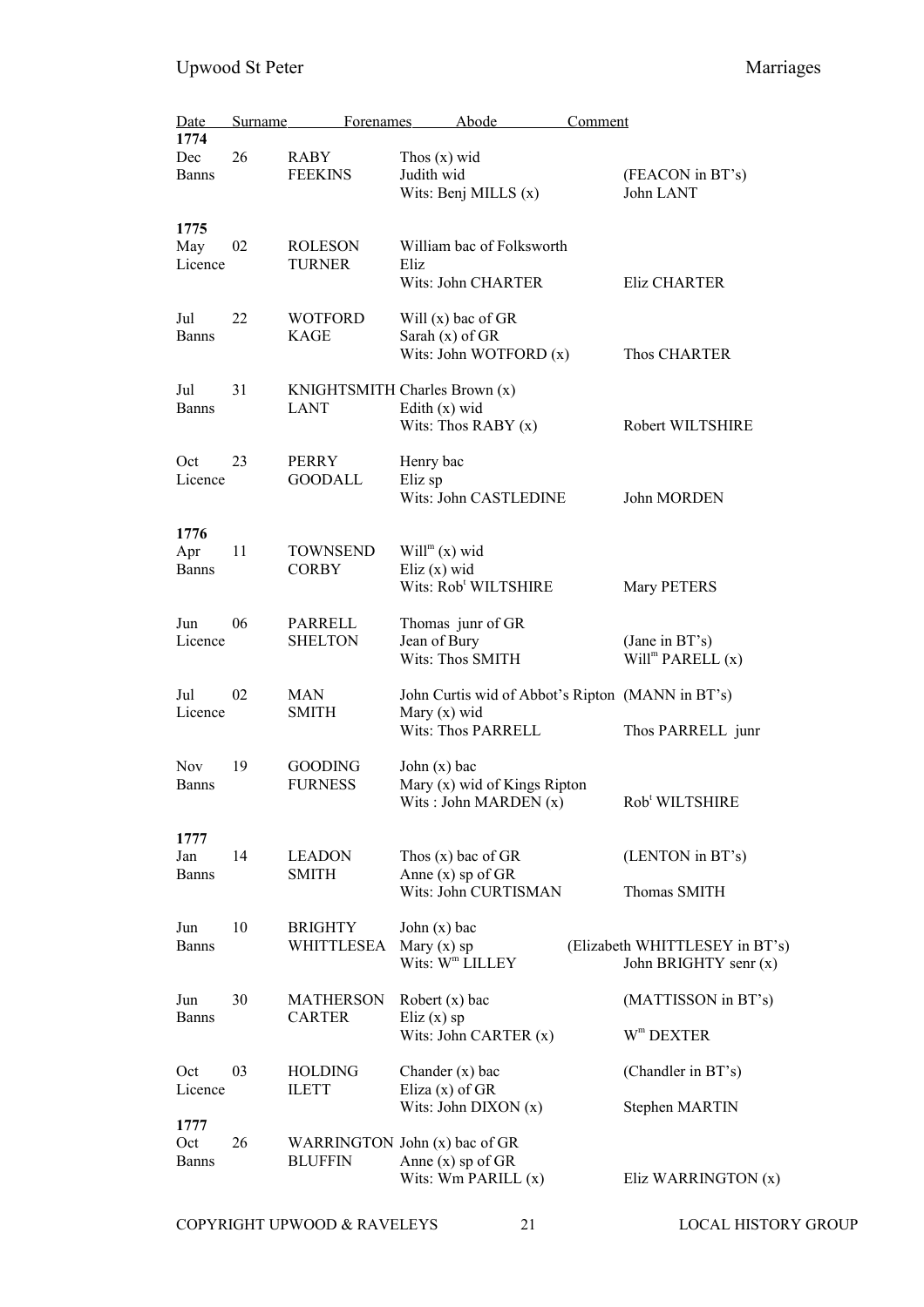| Date | Surname | Forenames | Abode | Comment |
|---|---|---|---|---|
| **1774** | | | | |
| Dec 26 | RABY | Thos (x) wid | | |
| Banns | FEEKINS | Judith wid | | (FEACON in BT's) |
| | | Wits: Benj MILLS (x) | | John LANT |
| **1775** | | | | |
| May 02 | ROLESON | William bac of Folksworth | | |
| Licence | TURNER | Eliz | | |
| | | Wits: John CHARTER | | Eliz CHARTER |
| Jul 22 | WOTFORD | Will (x) bac of GR | | |
| Banns | KAGE | Sarah (x) of GR | | |
| | | Wits: John WOTFORD (x) | | Thos CHARTER |
| Jul 31 | KNIGHTSMITH | Charles Brown (x) | | |
| Banns | LANT | Edith (x) wid | | |
| | | Wits: Thos RABY (x) | | Robert WILTSHIRE |
| Oct 23 | PERRY | Henry bac | | |
| Licence | GOODALL | Eliz sp | | |
| | | Wits: John CASTLEDINE | | John MORDEN |
| **1776** | | | | |
| Apr 11 | TOWNSEND | Will^m (x) wid | | |
| Banns | CORBY | Eliz (x) wid | | |
| | | Wits: Rob^t WILTSHIRE | | Mary PETERS |
| Jun 06 | PARRELL | Thomas junr of GR | | |
| Licence | SHELTON | Jean of Bury | | (Jane in BT's) |
| | | Wits: Thos SMITH | | Will^m PARELL (x) |
| Jul 02 | MAN | John Curtis wid of Abbot's Ripton | | (MANN in BT's) |
| Licence | SMITH | Mary (x) wid | | |
| | | Wits: Thos PARRELL | | Thos PARRELL junr |
| Nov 19 | GOODING | John (x) bac | | |
| Banns | FURNESS | Mary (x) wid of Kings Ripton | | |
| | | Wits : John MARDEN (x) | | Rob^t WILTSHIRE |
| **1777** | | | | |
| Jan 14 | LEADON | Thos (x) bac of GR | | (LENTON in BT's) |
| Banns | SMITH | Anne (x) sp of GR | | |
| | | Wits: John CURTISMAN | | Thomas SMITH |
| Jun 10 | BRIGHTY | John (x) bac | | |
| Banns | WHITTLESEA | Mary (x) sp | | (Elizabeth WHITTLESEY in BT's) |
| | | Wits: W^m LILLEY | | John BRIGHTY senr (x) |
| Jun 30 | MATHERSON | Robert (x) bac | | (MATTISSON in BT's) |
| Banns | CARTER | Eliz (x) sp | | |
| | | Wits: John CARTER (x) | | W^m DEXTER |
| Oct 03 | HOLDING | Chander (x) bac | | (Chandler in BT's) |
| Licence | ILETT | Eliza (x) of GR | | |
| | | Wits: John DIXON (x) | | Stephen MARTIN |
| **1777** | | | | |
| Oct 26 | WARRINGTON | John (x) bac of GR | | |
| Banns | BLUFFIN | Anne (x) sp of GR | | |
| | | Wits: Wm PARILL (x) | | Eliz WARRINGTON (x) |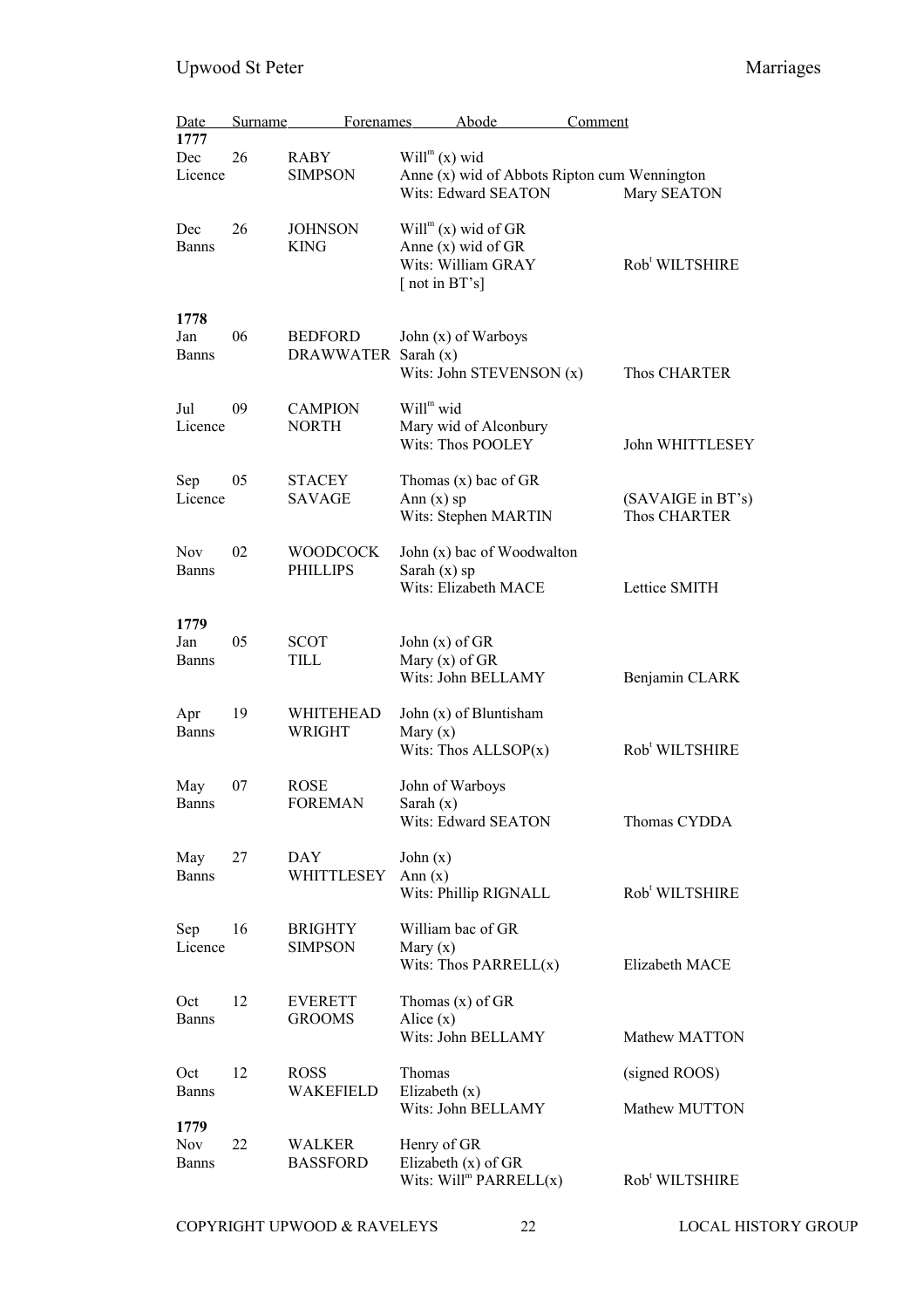| Date | | Surname | Forenames | Abode | Comment |
|---|---|---|---|---|---|
| **1777** | | | | | |
| Dec | 26 | RABY | Will$^{m}$ (x) wid | | |
| Licence | | SIMPSON | Anne (x) wid of Abbots Ripton cum Wennington | | |
| | | | Wits: Edward SEATON | | Mary SEATON |
| Dec | 26 | JOHNSON | Will$^{m}$ (x) wid of GR | | |
| Banns | | KING | Anne (x) wid of GR | | |
| | | | Wits: William GRAY | | Rob$^{t}$ WILTSHIRE |
| | | | [ not in BT's] | | |
| **1778** | | | | | |
| Jan | 06 | BEDFORD | John (x) of Warboys | | |
| Banns | | DRAWWATER | Sarah (x) | | |
| | | | Wits: John STEVENSON (x) | | Thos CHARTER |
| Jul | 09 | CAMPION | Will$^{m}$ wid | | |
| Licence | | NORTH | Mary wid of Alconbury | | |
| | | | Wits: Thos POOLEY | | John WHITTLESEY |
| Sep | 05 | STACEY | Thomas (x) bac of GR | | |
| Licence | | SAVAGE | Ann (x) sp | | (SAVAIGE in BT's) |
| | | | Wits: Stephen MARTIN | | Thos CHARTER |
| Nov | 02 | WOODCOCK | John (x) bac of Woodwalton | | |
| Banns | | PHILLIPS | Sarah (x) sp | | |
| | | | Wits: Elizabeth MACE | | Lettice SMITH |
| **1779** | | | | | |
| Jan | 05 | SCOT | John (x) of GR | | |
| Banns | | TILL | Mary (x) of GR | | |
| | | | Wits: John BELLAMY | | Benjamin CLARK |
| Apr | 19 | WHITEHEAD | John (x) of Bluntisham | | |
| Banns | | WRIGHT | Mary (x) | | |
| | | | Wits: Thos ALLSOP(x) | | Rob$^{t}$ WILTSHIRE |
| May | 07 | ROSE | John of Warboys | | |
| Banns | | FOREMAN | Sarah (x) | | |
| | | | Wits: Edward SEATON | | Thomas CYDDA |
| May | 27 | DAY | John (x) | | |
| Banns | | WHITTLESEY | Ann (x) | | |
| | | | Wits: Phillip RIGNALL | | Rob$^{t}$ WILTSHIRE |
| Sep | 16 | BRIGHTY | William bac of GR | | |
| Licence | | SIMPSON | Mary (x) | | |
| | | | Wits: Thos PARRELL(x) | | Elizabeth MACE |
| Oct | 12 | EVERETT | Thomas (x) of GR | | |
| Banns | | GROOMS | Alice (x) | | |
| | | | Wits: John BELLAMY | | Mathew MATTON |
| Oct | 12 | ROSS | Thomas | | (signed ROOS) |
| Banns | | WAKEFIELD | Elizabeth (x) | | |
| | | | Wits: John BELLAMY | | Mathew MUTTON |
| **1779** | | | | | |
| Nov | 22 | WALKER | Henry of GR | | |
| Banns | | BASSFORD | Elizabeth (x) of GR | | |
| | | | Wits: Will$^{m}$ PARRELL(x) | | Rob$^{t}$ WILTSHIRE |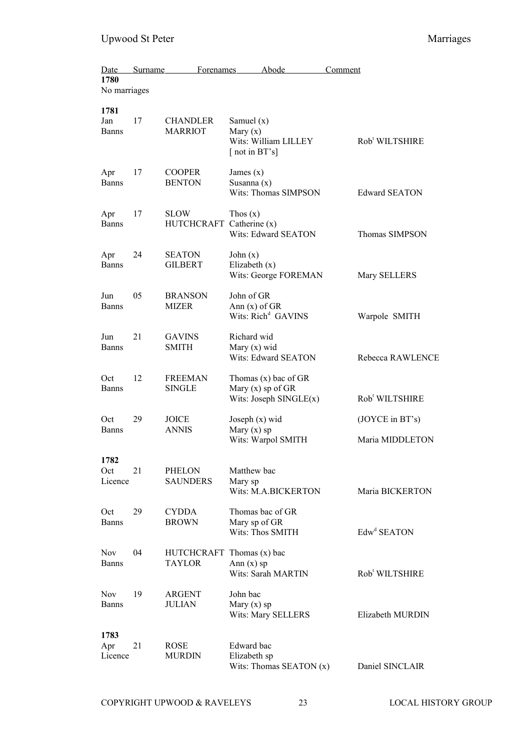| Date | | Surname | Forenames Abode | Comment |
|---|---|---|---|---|
| **1780** | | | | |
| No marriages | | | | |
| **1781** | | | | |
| Jan | 17 | CHANDLER | Samuel (x) | |
| Banns | | MARRIOT | Mary (x) | |
| | | | Wits: William LILLEY | Rob[t] WILTSHIRE |
| | | | [ not in BT's] | |
| Apr | 17 | COOPER | James (x) | |
| Banns | | BENTON | Susanna (x) | |
| | | | Wits: Thomas SIMPSON | Edward SEATON |
| Apr | 17 | SLOW | Thos (x) | |
| Banns | | HUTCHCRAFT | Catherine (x) | |
| | | | Wits: Edward SEATON | Thomas SIMPSON |
| Apr | 24 | SEATON | John (x) | |
| Banns | | GILBERT | Elizabeth (x) | |
| | | | Wits: George FOREMAN | Mary SELLERS |
| Jun | 05 | BRANSON | John of GR | |
| Banns | | MIZER | Ann (x) of GR | |
| | | | Wits: Rich[d] GAVINS | Warpole SMITH |
| Jun | 21 | GAVINS | Richard wid | |
| Banns | | SMITH | Mary (x) wid | |
| | | | Wits: Edward SEATON | Rebecca RAWLENCE |
| Oct | 12 | FREEMAN | Thomas (x) bac of GR | |
| Banns | | SINGLE | Mary (x) sp of GR | |
| | | | Wits: Joseph SINGLE(x) | Rob[t] WILTSHIRE |
| Oct | 29 | JOICE | Joseph (x) wid | (JOYCE in BT's) |
| Banns | | ANNIS | Mary (x) sp | |
| | | | Wits: Warpol SMITH | Maria MIDDLETON |
| **1782** | | | | |
| Oct | 21 | PHELON | Matthew bac | |
| Licence | | SAUNDERS | Mary sp | |
| | | | Wits: M.A.BICKERTON | Maria BICKERTON |
| Oct | 29 | CYDDA | Thomas bac of GR | |
| Banns | | BROWN | Mary sp of GR | |
| | | | Wits: Thos SMITH | Edw[d] SEATON |
| Nov | 04 | HUTCHCRAFT | Thomas (x) bac | |
| Banns | | TAYLOR | Ann (x) sp | |
| | | | Wits: Sarah MARTIN | Rob[t] WILTSHIRE |
| Nov | 19 | ARGENT | John bac | |
| Banns | | JULIAN | Mary (x) sp | |
| | | | Wits: Mary SELLERS | Elizabeth MURDIN |
| **1783** | | | | |
| Apr | 21 | ROSE | Edward bac | |
| Licence | | MURDIN | Elizabeth sp | |
| | | | Wits: Thomas SEATON (x) | Daniel SINCLAIR |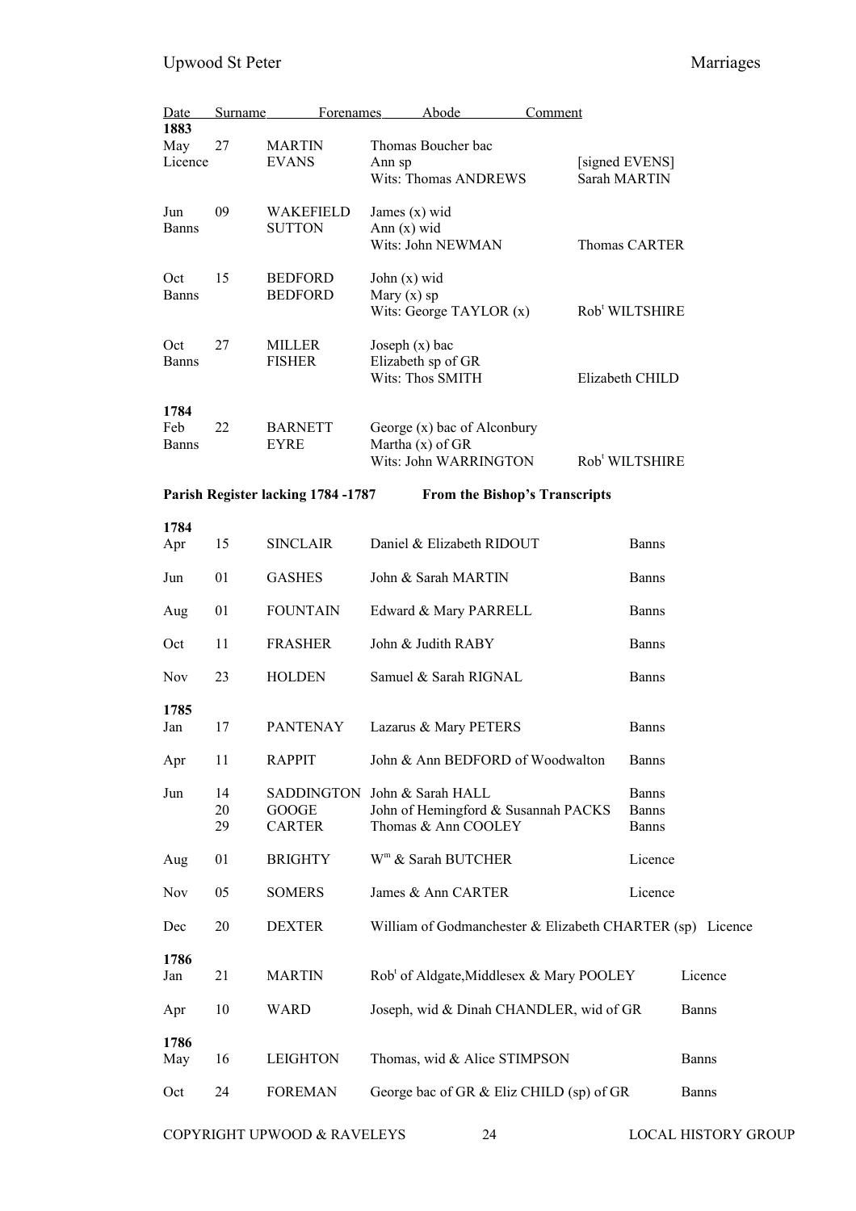| Date | | Surname | Forenames | Abode | Comment |
|---|---|---|---|---|---|
| **1883** | | | | | |
| May | 27 | MARTIN | Thomas Boucher bac | | |
| Licence | | EVANS | Ann sp | | [signed EVENS] |
| | | | Wits: Thomas ANDREWS | | Sarah MARTIN |
| Jun | 09 | WAKEFIELD | James (x) wid | | |
| Banns | | SUTTON | Ann (x) wid | | |
| | | | Wits: John NEWMAN | | Thomas CARTER |
| Oct | 15 | BEDFORD | John (x) wid | | |
| Banns | | BEDFORD | Mary (x) sp | | |
| | | | Wits: George TAYLOR (x) | | Rob[t] WILTSHIRE |
| Oct | 27 | MILLER | Joseph (x) bac | | |
| Banns | | FISHER | Elizabeth sp of GR | | |
| | | | Wits: Thos SMITH | | Elizabeth CHILD |
| **1784** | | | | | |
| Feb | 22 | BARNETT | George (x) bac of Alconbury | | |
| Banns | | EYRE | Martha (x) of GR | | |
| | | | Wits: John WARRINGTON | | Rob[t] WILTSHIRE |

**Parish Register lacking 1784 -1787** **From the Bishop's Transcripts**

| | | | | |
|---|---|---|---|---|
| **1784** | | | | |
| Apr | 15 | SINCLAIR | Daniel & Elizabeth RIDOUT | Banns |
| Jun | 01 | GASHES | John & Sarah MARTIN | Banns |
| Aug | 01 | FOUNTAIN | Edward & Mary PARRELL | Banns |
| Oct | 11 | FRASHER | John & Judith RABY | Banns |
| Nov | 23 | HOLDEN | Samuel & Sarah RIGNAL | Banns |
| **1785** | | | | |
| Jan | 17 | PANTENAY | Lazarus & Mary PETERS | Banns |
| Apr | 11 | RAPPIT | John & Ann BEDFORD of Woodwalton | Banns |
| Jun | 14 | SADDINGTON | John & Sarah HALL | Banns |
| | 20 | GOOGE | John of Hemingford & Susannah PACKS | Banns |
| | 29 | CARTER | Thomas & Ann COOLEY | Banns |
| Aug | 01 | BRIGHTY | W[m] & Sarah BUTCHER | Licence |
| Nov | 05 | SOMERS | James & Ann CARTER | Licence |
| Dec | 20 | DEXTER | William of Godmanchester & Elizabeth CHARTER (sp) | Licence |
| **1786** | | | | |
| Jan | 21 | MARTIN | Rob[t] of Aldgate,Middlesex & Mary POOLEY | Licence |
| Apr | 10 | WARD | Joseph, wid & Dinah CHANDLER, wid of GR | Banns |
| **1786** | | | | |
| May | 16 | LEIGHTON | Thomas, wid & Alice STIMPSON | Banns |
| Oct | 24 | FOREMAN | George bac of GR & Eliz CHILD (sp) of GR | Banns |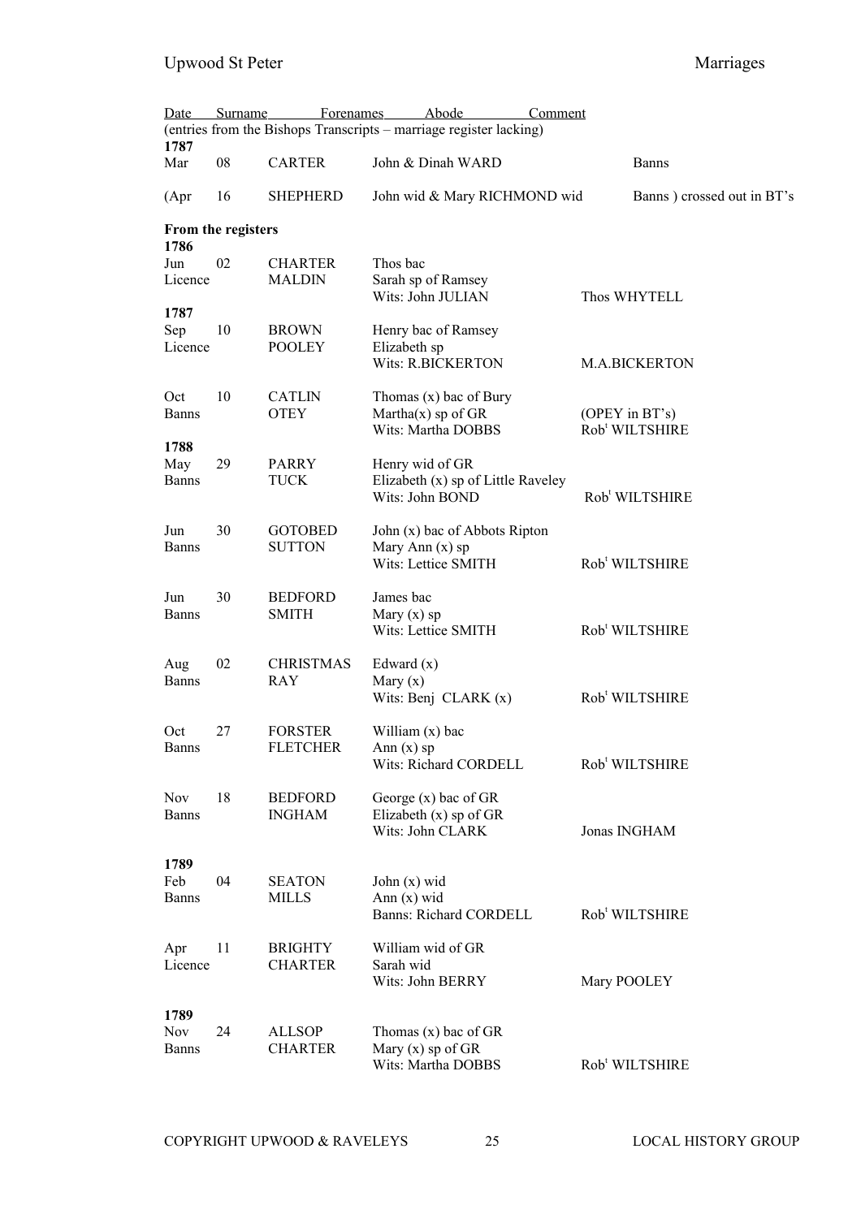| Date | | Surname | Forenames | Abode | Comment |
|---|---|---|---|---|---|

(entries from the Bishops Transcripts – marriage register lacking)

**1787**

| | | | | |
|---|---|---|---|---|
| Mar | 08 | CARTER | John & Dinah WARD | Banns |
| (Apr | 16 | SHEPHERD | John wid & Mary RICHMOND wid | Banns ) crossed out in BT's |

**From the registers**

**1786**

| | | | | |
|---|---|---|---|---|
| Jun | 02 | CHARTER | Thos bac | |
| Licence | | MALDIN | Sarah sp of Ramsey | |
| | | | Wits: John JULIAN | Thos WHYTELL |

**1787**

| | | | | |
|---|---|---|---|---|
| Sep | 10 | BROWN | Henry bac of Ramsey | |
| Licence | | POOLEY | Elizabeth sp | |
| | | | Wits: R.BICKERTON | M.A.BICKERTON |
| Oct | 10 | CATLIN | Thomas (x) bac of Bury | |
| Banns | | OTEY | Martha(x) sp of GR | (OPEY in BT's) |
| | | | Wits: Martha DOBBS | Rob[t] WILTSHIRE |

**1788**

| | | | | |
|---|---|---|---|---|
| May | 29 | PARRY | Henry wid of GR | |
| Banns | | TUCK | Elizabeth (x) sp of Little Raveley | |
| | | | Wits: John BOND | Rob[t] WILTSHIRE |
| Jun | 30 | GOTOBED | John (x) bac of Abbots Ripton | |
| Banns | | SUTTON | Mary Ann (x) sp | |
| | | | Wits: Lettice SMITH | Rob[t] WILTSHIRE |
| Jun | 30 | BEDFORD | James bac | |
| Banns | | SMITH | Mary (x) sp | |
| | | | Wits: Lettice SMITH | Rob[t] WILTSHIRE |
| Aug | 02 | CHRISTMAS | Edward (x) | |
| Banns | | RAY | Mary (x) | |
| | | | Wits: Benj CLARK (x) | Rob[t] WILTSHIRE |
| Oct | 27 | FORSTER | William (x) bac | |
| Banns | | FLETCHER | Ann (x) sp | |
| | | | Wits: Richard CORDELL | Rob[t] WILTSHIRE |
| Nov | 18 | BEDFORD | George (x) bac of GR | |
| Banns | | INGHAM | Elizabeth (x) sp of GR | |
| | | | Wits: John CLARK | Jonas INGHAM |

**1789**

| | | | | |
|---|---|---|---|---|
| Feb | 04 | SEATON | John (x) wid | |
| Banns | | MILLS | Ann (x) wid | |
| | | | Banns: Richard CORDELL | Rob[t] WILTSHIRE |
| Apr | 11 | BRIGHTY | William wid of GR | |
| Licence | | CHARTER | Sarah wid | |
| | | | Wits: John BERRY | Mary POOLEY |

**1789**

| | | | | |
|---|---|---|---|---|
| Nov | 24 | ALLSOP | Thomas (x) bac of GR | |
| Banns | | CHARTER | Mary (x) sp of GR | |
| | | | Wits: Martha DOBBS | Rob[t] WILTSHIRE |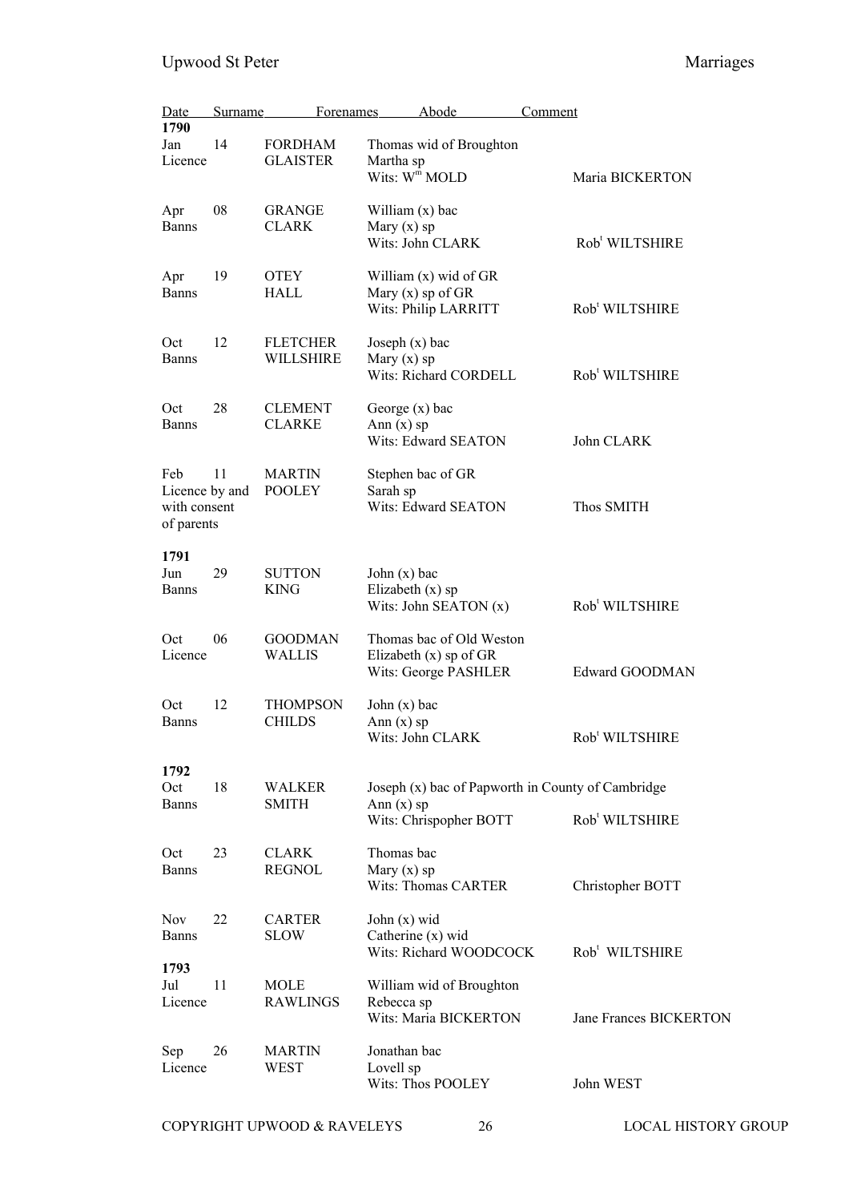| Date | | Surname | Forenames | Abode | Comment |
|---|---|---|---|---|---|
| **1790** | | | | | |
| Jan | 14 | FORDHAM | Thomas wid of Broughton | | |
| Licence | | GLAISTER | Martha sp | | |
| | | | Wits: W[m] MOLD | | Maria BICKERTON |
| Apr | 08 | GRANGE | William (x) bac | | |
| Banns | | CLARK | Mary (x) sp | | |
| | | | Wits: John CLARK | | Rob[t] WILTSHIRE |
| Apr | 19 | OTEY | William (x) wid of GR | | |
| Banns | | HALL | Mary (x) sp of GR | | |
| | | | Wits: Philip LARRITT | | Rob[t] WILTSHIRE |
| Oct | 12 | FLETCHER | Joseph (x) bac | | |
| Banns | | WILLSHIRE | Mary (x) sp | | |
| | | | Wits: Richard CORDELL | | Rob[t] WILTSHIRE |
| Oct | 28 | CLEMENT | George (x) bac | | |
| Banns | | CLARKE | Ann (x) sp | | |
| | | | Wits: Edward SEATON | | John CLARK |
| Feb | 11 | MARTIN | Stephen bac of GR | | |
| Licence by and with consent of parents | | POOLEY | Sarah sp | | |
| | | | Wits: Edward SEATON | | Thos SMITH |
| **1791** | | | | | |
| Jun | 29 | SUTTON | John (x) bac | | |
| Banns | | KING | Elizabeth (x) sp | | |
| | | | Wits: John SEATON (x) | | Rob[t] WILTSHIRE |
| Oct | 06 | GOODMAN | Thomas bac of Old Weston | | |
| Licence | | WALLIS | Elizabeth (x) sp of GR | | |
| | | | Wits: George PASHLER | | Edward GOODMAN |
| Oct | 12 | THOMPSON | John (x) bac | | |
| Banns | | CHILDS | Ann (x) sp | | |
| | | | Wits: John CLARK | | Rob[t] WILTSHIRE |
| **1792** | | | | | |
| Oct | 18 | WALKER | Joseph (x) bac of Papworth in County of Cambridge | | |
| Banns | | SMITH | Ann (x) sp | | |
| | | | Wits: Chrispopher BOTT | | Rob[t] WILTSHIRE |
| Oct | 23 | CLARK | Thomas bac | | |
| Banns | | REGNOL | Mary (x) sp | | |
| | | | Wits: Thomas CARTER | | Christopher BOTT |
| Nov | 22 | CARTER | John (x) wid | | |
| Banns | | SLOW | Catherine (x) wid | | |
| | | | Wits: Richard WOODCOCK | | Rob[t] WILTSHIRE |
| **1793** | | | | | |
| Jul | 11 | MOLE | William wid of Broughton | | |
| Licence | | RAWLINGS | Rebecca sp | | |
| | | | Wits: Maria BICKERTON | | Jane Frances BICKERTON |
| Sep | 26 | MARTIN | Jonathan bac | | |
| Licence | | WEST | Lovell sp | | |
| | | | Wits: Thos POOLEY | | John WEST |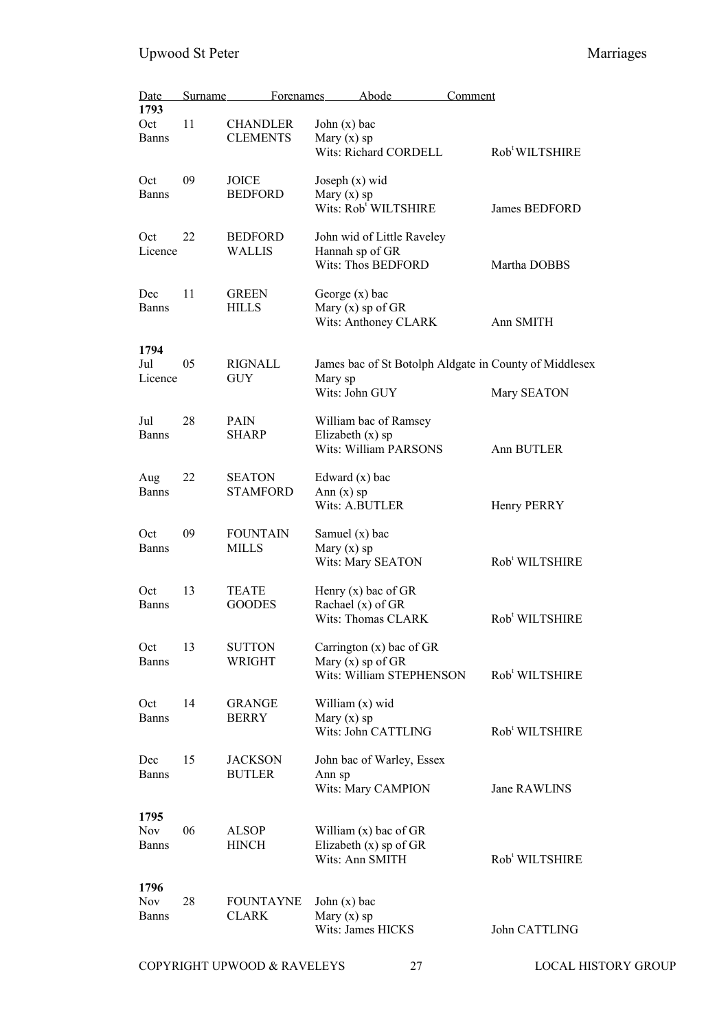| Date | | Surname | Forenames | Abode | Comment |
|---|---|---|---|---|---|
| **1793** | | | | | |
| Oct | 11 | CHANDLER | John (x) bac | | |
| Banns | | CLEMENTS | Mary (x) sp | | |
| | | | Wits: Richard CORDELL | | Rob[t] WILTSHIRE |
| Oct | 09 | JOICE | Joseph (x) wid | | |
| Banns | | BEDFORD | Mary (x) sp | | |
| | | | Wits: Rob[t] WILTSHIRE | | James BEDFORD |
| Oct | 22 | BEDFORD | John wid of Little Raveley | | |
| Licence | | WALLIS | Hannah sp of GR | | |
| | | | Wits: Thos BEDFORD | | Martha DOBBS |
| Dec | 11 | GREEN | George (x) bac | | |
| Banns | | HILLS | Mary (x) sp of GR | | |
| | | | Wits: Anthoney CLARK | | Ann SMITH |
| **1794** | | | | | |
| Jul | 05 | RIGNALL | James bac of St Botolph Aldgate in County of Middlesex | | |
| Licence | | GUY | Mary sp | | |
| | | | Wits: John GUY | | Mary SEATON |
| Jul | 28 | PAIN | William bac of Ramsey | | |
| Banns | | SHARP | Elizabeth (x) sp | | |
| | | | Wits: William PARSONS | | Ann BUTLER |
| Aug | 22 | SEATON | Edward (x) bac | | |
| Banns | | STAMFORD | Ann (x) sp | | |
| | | | Wits: A.BUTLER | | Henry PERRY |
| Oct | 09 | FOUNTAIN | Samuel (x) bac | | |
| Banns | | MILLS | Mary (x) sp | | |
| | | | Wits: Mary SEATON | | Rob[t] WILTSHIRE |
| Oct | 13 | TEATE | Henry (x) bac of GR | | |
| Banns | | GOODES | Rachael (x) of GR | | |
| | | | Wits: Thomas CLARK | | Rob[t] WILTSHIRE |
| Oct | 13 | SUTTON | Carrington (x) bac of GR | | |
| Banns | | WRIGHT | Mary (x) sp of GR | | |
| | | | Wits: William STEPHENSON | | Rob[t] WILTSHIRE |
| Oct | 14 | GRANGE | William (x) wid | | |
| Banns | | BERRY | Mary (x) sp | | |
| | | | Wits: John CATTLING | | Rob[t] WILTSHIRE |
| Dec | 15 | JACKSON | John bac of Warley, Essex | | |
| Banns | | BUTLER | Ann sp | | |
| | | | Wits: Mary CAMPION | | Jane RAWLINS |
| **1795** | | | | | |
| Nov | 06 | ALSOP | William (x) bac of GR | | |
| Banns | | HINCH | Elizabeth (x) sp of GR | | |
| | | | Wits: Ann SMITH | | Rob[t] WILTSHIRE |
| **1796** | | | | | |
| Nov | 28 | FOUNTAYNE | John (x) bac | | |
| Banns | | CLARK | Mary (x) sp | | |
| | | | Wits: James HICKS | | John CATTLING |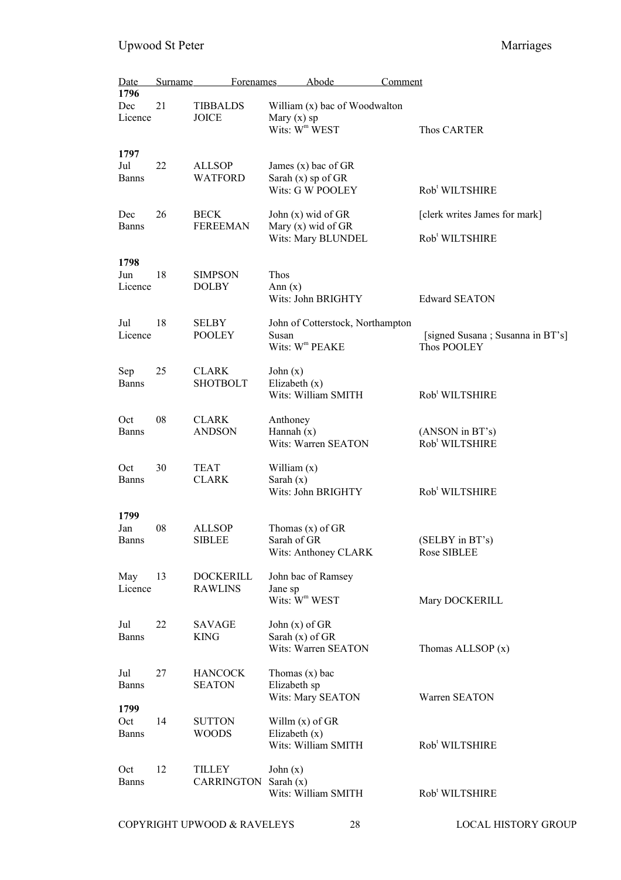| Date | | Surname | Forenames | Abode | Comment |
|---|---|---|---|---|---|
| **1796** | | | | | |
| Dec | 21 | TIBBALDS | William (x) bac of Woodwalton | | |
| Licence | | JOICE | Mary (x) sp | | |
| | | | Wits: W^m WEST | | Thos CARTER |
| **1797** | | | | | |
| Jul | 22 | ALLSOP | James (x) bac of GR | | |
| Banns | | WATFORD | Sarah (x) sp of GR | | |
| | | | Wits: G W POOLEY | | Rob^t WILTSHIRE |
| Dec | 26 | BECK | John (x) wid of GR | | [clerk writes James for mark] |
| Banns | | FEREEMAN | Mary (x) wid of GR | | |
| | | | Wits: Mary BLUNDEL | | Rob^t WILTSHIRE |
| **1798** | | | | | |
| Jun | 18 | SIMPSON | Thos | | |
| Licence | | DOLBY | Ann (x) | | |
| | | | Wits: John BRIGHTY | | Edward SEATON |
| Jul | 18 | SELBY | John of Cotterstock, Northampton | | |
| Licence | | POOLEY | Susan | | [signed Susana ; Susanna in BT's] |
| | | | Wits: W^m PEAKE | | Thos POOLEY |
| Sep | 25 | CLARK | John (x) | | |
| Banns | | SHOTBOLT | Elizabeth (x) | | |
| | | | Wits: William SMITH | | Rob^t WILTSHIRE |
| Oct | 08 | CLARK | Anthoney | | |
| Banns | | ANDSON | Hannah (x) | | (ANSON in BT's) |
| | | | Wits: Warren SEATON | | Rob^t WILTSHIRE |
| Oct | 30 | TEAT | William (x) | | |
| Banns | | CLARK | Sarah (x) | | |
| | | | Wits: John BRIGHTY | | Rob^t WILTSHIRE |
| **1799** | | | | | |
| Jan | 08 | ALLSOP | Thomas (x) of GR | | |
| Banns | | SIBLEE | Sarah of GR | | (SELBY in BT's) |
| | | | Wits: Anthoney CLARK | | Rose SIBLEE |
| May | 13 | DOCKERILL | John bac of Ramsey | | |
| Licence | | RAWLINS | Jane sp | | |
| | | | Wits: W^m WEST | | Mary DOCKERILL |
| Jul | 22 | SAVAGE | John (x) of GR | | |
| Banns | | KING | Sarah (x) of GR | | |
| | | | Wits: Warren SEATON | | Thomas ALLSOP (x) |
| Jul | 27 | HANCOCK | Thomas (x) bac | | |
| Banns | | SEATON | Elizabeth sp | | |
| | | | Wits: Mary SEATON | | Warren SEATON |
| **1799** | | | | | |
| Oct | 14 | SUTTON | Willm (x) of GR | | |
| Banns | | WOODS | Elizabeth (x) | | |
| | | | Wits: William SMITH | | Rob^t WILTSHIRE |
| Oct | 12 | TILLEY | John (x) | | |
| Banns | | CARRINGTON | Sarah (x) | | |
| | | | Wits: William SMITH | | Rob^t WILTSHIRE |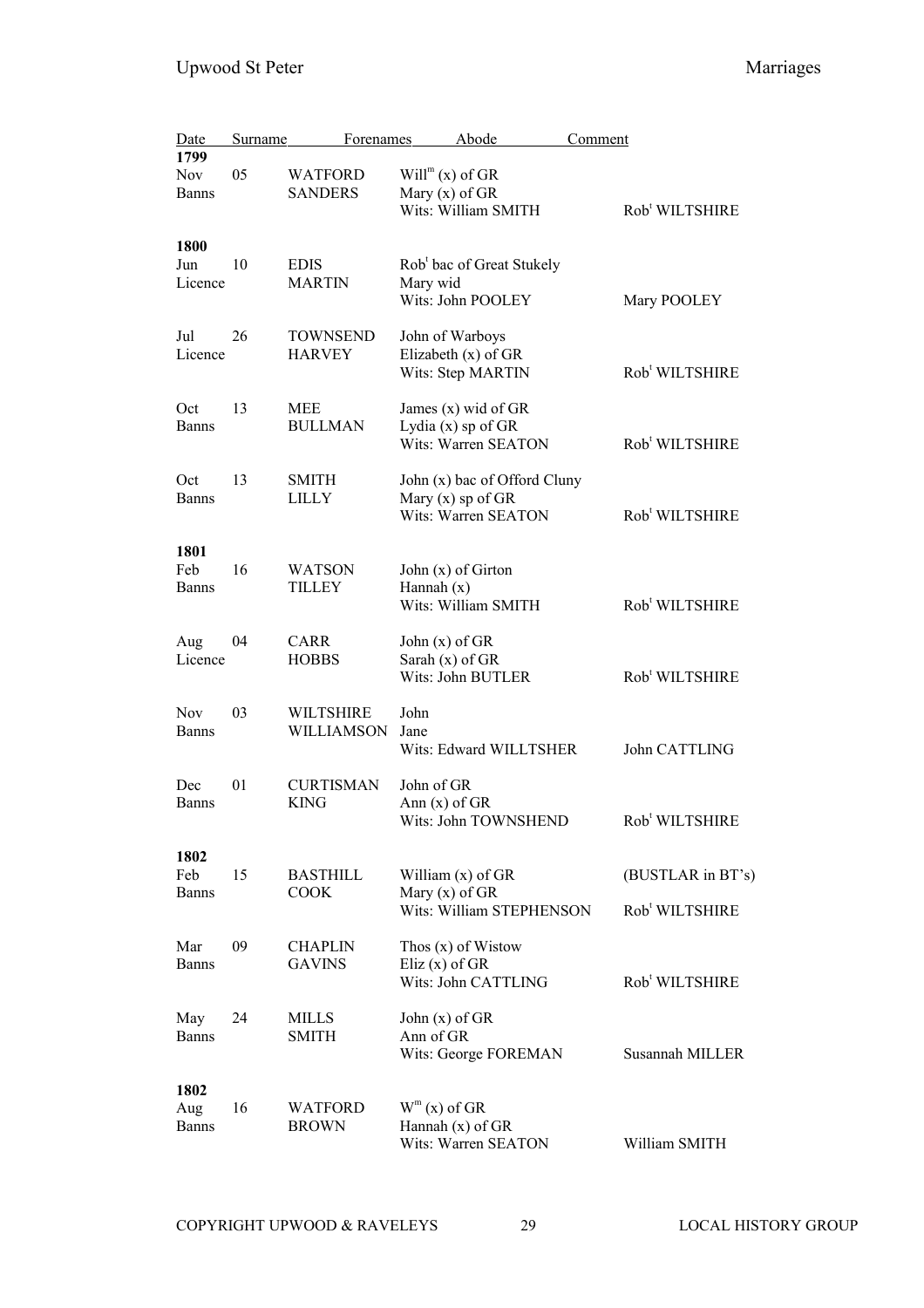| Date | | Surname | Forenames | Abode | Comment |
|---|---|---|---|---|---|
| **1799** | | | | | |
| Nov | 05 | WATFORD | Will$^{m}$ (x) of GR | | |
| Banns | | SANDERS | Mary (x) of GR | | |
| | | | Wits: William SMITH | | Rob$^{t}$ WILTSHIRE |
| **1800** | | | | | |
| Jun | 10 | EDIS | Rob$^{t}$ bac of Great Stukely | | |
| Licence | | MARTIN | Mary wid | | |
| | | | Wits: John POOLEY | | Mary POOLEY |
| Jul | 26 | TOWNSEND | John of Warboys | | |
| Licence | | HARVEY | Elizabeth (x) of GR | | |
| | | | Wits: Step MARTIN | | Rob$^{t}$ WILTSHIRE |
| Oct | 13 | MEE | James (x) wid of GR | | |
| Banns | | BULLMAN | Lydia (x) sp of GR | | |
| | | | Wits: Warren SEATON | | Rob$^{t}$ WILTSHIRE |
| Oct | 13 | SMITH | John (x) bac of Offord Cluny | | |
| Banns | | LILLY | Mary (x) sp of GR | | |
| | | | Wits: Warren SEATON | | Rob$^{t}$ WILTSHIRE |
| **1801** | | | | | |
| Feb | 16 | WATSON | John (x) of Girton | | |
| Banns | | TILLEY | Hannah (x) | | |
| | | | Wits: William SMITH | | Rob$^{t}$ WILTSHIRE |
| Aug | 04 | CARR | John (x) of GR | | |
| Licence | | HOBBS | Sarah (x) of GR | | |
| | | | Wits: John BUTLER | | Rob$^{t}$ WILTSHIRE |
| Nov | 03 | WILTSHIRE | John | | |
| Banns | | WILLIAMSON | Jane | | |
| | | | Wits: Edward WILLTSHER | | John CATTLING |
| Dec | 01 | CURTISMAN | John of GR | | |
| Banns | | KING | Ann (x) of GR | | |
| | | | Wits: John TOWNSHEND | | Rob$^{t}$ WILTSHIRE |
| **1802** | | | | | |
| Feb | 15 | BASTHILL | William (x) of GR | | (BUSTLAR in BT's) |
| Banns | | COOK | Mary (x) of GR | | |
| | | | Wits: William STEPHENSON | | Rob$^{t}$ WILTSHIRE |
| Mar | 09 | CHAPLIN | Thos (x) of Wistow | | |
| Banns | | GAVINS | Eliz (x) of GR | | |
| | | | Wits: John CATTLING | | Rob$^{t}$ WILTSHIRE |
| May | 24 | MILLS | John (x) of GR | | |
| Banns | | SMITH | Ann of GR | | |
| | | | Wits: George FOREMAN | | Susannah MILLER |
| **1802** | | | | | |
| Aug | 16 | WATFORD | W$^{m}$ (x) of GR | | |
| Banns | | BROWN | Hannah (x) of GR | | |
| | | | Wits: Warren SEATON | | William SMITH |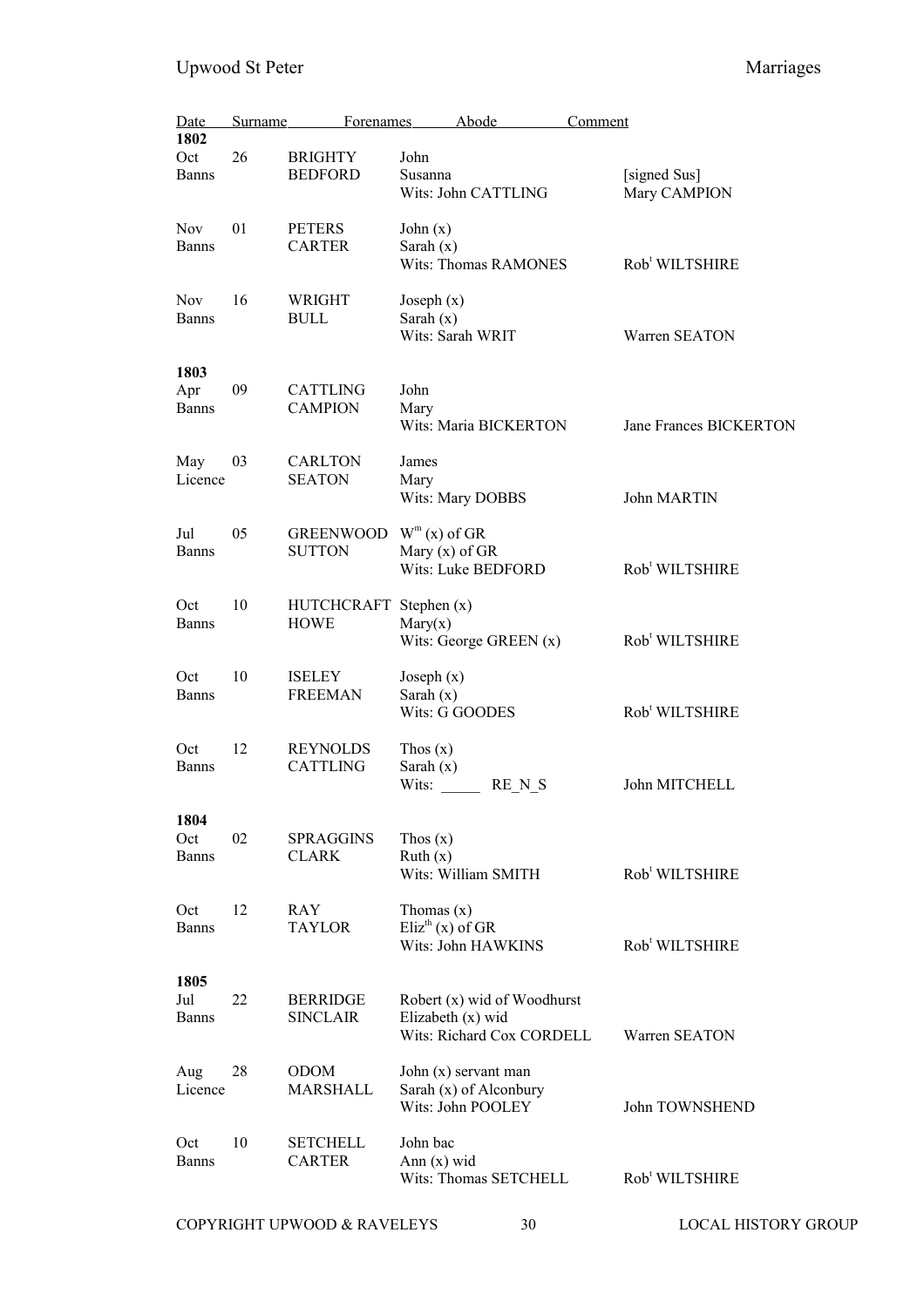| Date | | Surname | Forenames | Abode | Comment |
|---|---|---|---|---|---|
| **1802** | | | | | |
| Oct | 26 | BRIGHTY | John | | |
| Banns | | BEDFORD | Susanna | | [signed Sus] |
| | | | Wits: John CATTLING | | Mary CAMPION |
| Nov | 01 | PETERS | John (x) | | |
| Banns | | CARTER | Sarah (x) | | |
| | | | Wits: Thomas RAMONES | | Rob[t] WILTSHIRE |
| Nov | 16 | WRIGHT | Joseph (x) | | |
| Banns | | BULL | Sarah (x) | | |
| | | | Wits: Sarah WRIT | | Warren SEATON |
| **1803** | | | | | |
| Apr | 09 | CATTLING | John | | |
| Banns | | CAMPION | Mary | | |
| | | | Wits: Maria BICKERTON | | Jane Frances BICKERTON |
| May | 03 | CARLTON | James | | |
| Licence | | SEATON | Mary | | |
| | | | Wits: Mary DOBBS | | John MARTIN |
| Jul | 05 | GREENWOOD | W[m] (x) of GR | | |
| Banns | | SUTTON | Mary (x) of GR | | |
| | | | Wits: Luke BEDFORD | | Rob[t] WILTSHIRE |
| Oct | 10 | HUTCHCRAFT | Stephen (x) | | |
| Banns | | HOWE | Mary(x) | | |
| | | | Wits: George GREEN (x) | | Rob[t] WILTSHIRE |
| Oct | 10 | ISELEY | Joseph (x) | | |
| Banns | | FREEMAN | Sarah (x) | | |
| | | | Wits: G GOODES | | Rob[t] WILTSHIRE |
| Oct | 12 | REYNOLDS | Thos (x) | | |
| Banns | | CATTLING | Sarah (x) | | |
| | | | Wits: _____ RE_N_S | | John MITCHELL |
| **1804** | | | | | |
| Oct | 02 | SPRAGGINS | Thos (x) | | |
| Banns | | CLARK | Ruth (x) | | |
| | | | Wits: William SMITH | | Rob[t] WILTSHIRE |
| Oct | 12 | RAY | Thomas (x) | | |
| Banns | | TAYLOR | Eliz[th] (x) of GR | | |
| | | | Wits: John HAWKINS | | Rob[t] WILTSHIRE |
| **1805** | | | | | |
| Jul | 22 | BERRIDGE | Robert (x) wid of Woodhurst | | |
| Banns | | SINCLAIR | Elizabeth (x) wid | | |
| | | | Wits: Richard Cox CORDELL | | Warren SEATON |
| Aug | 28 | ODOM | John (x) servant man | | |
| Licence | | MARSHALL | Sarah (x) of Alconbury | | |
| | | | Wits: John POOLEY | | John TOWNSHEND |
| Oct | 10 | SETCHELL | John bac | | |
| Banns | | CARTER | Ann (x) wid | | |
| | | | Wits: Thomas SETCHELL | | Rob[t] WILTSHIRE |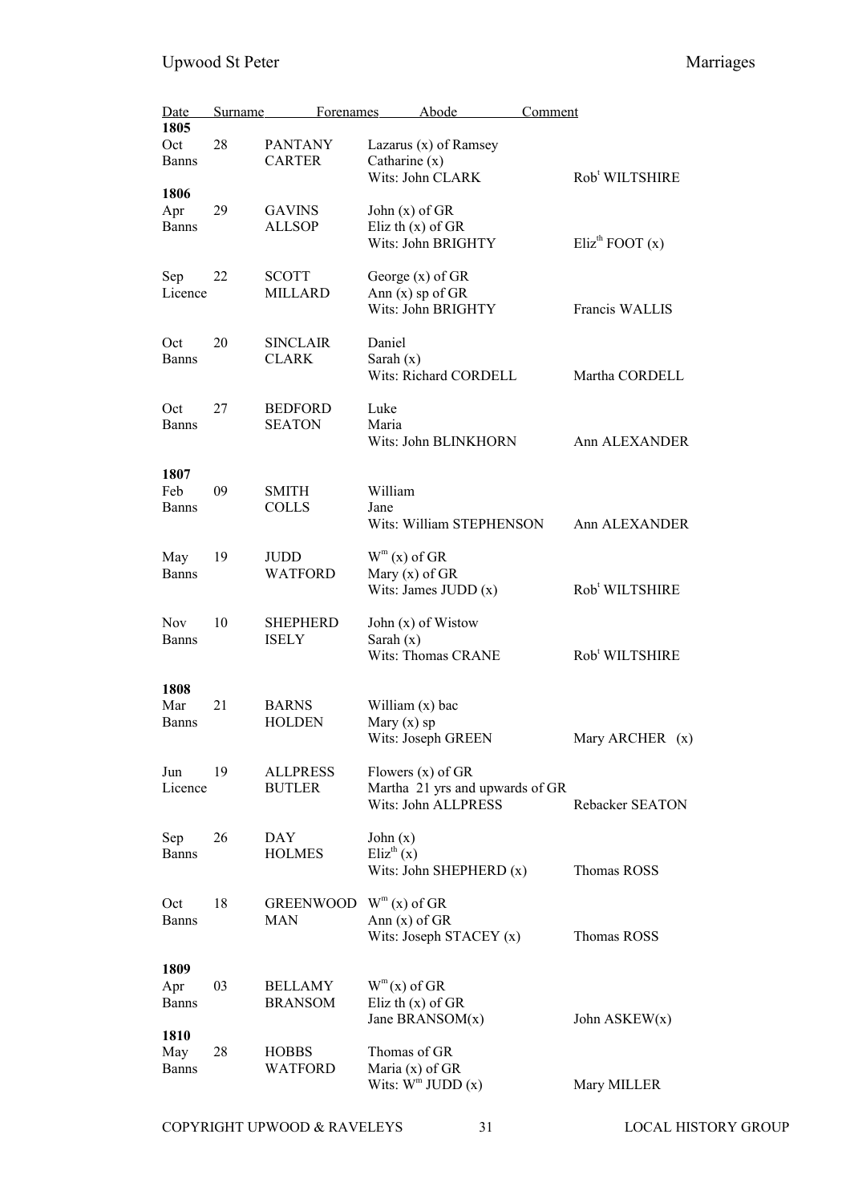| Date | | Surname | Forenames | Abode | Comment |
|---|---|---|---|---|---|
| **1805** | | | | | |
| Oct | 28 | PANTANY | Lazarus (x) of Ramsey | | |
| Banns | | CARTER | Catharine (x) | | |
| | | | Wits: John CLARK | | Rob[t] WILTSHIRE |
| **1806** | | | | | |
| Apr | 29 | GAVINS | John (x) of GR | | |
| Banns | | ALLSOP | Eliz th (x) of GR | | |
| | | | Wits: John BRIGHTY | | Eliz[th] FOOT (x) |
| Sep | 22 | SCOTT | George (x) of GR | | |
| Licence | | MILLARD | Ann (x) sp of GR | | |
| | | | Wits: John BRIGHTY | | Francis WALLIS |
| Oct | 20 | SINCLAIR | Daniel | | |
| Banns | | CLARK | Sarah (x) | | |
| | | | Wits: Richard CORDELL | | Martha CORDELL |
| Oct | 27 | BEDFORD | Luke | | |
| Banns | | SEATON | Maria | | |
| | | | Wits: John BLINKHORN | | Ann ALEXANDER |
| **1807** | | | | | |
| Feb | 09 | SMITH | William | | |
| Banns | | COLLS | Jane | | |
| | | | Wits: William STEPHENSON | | Ann ALEXANDER |
| May | 19 | JUDD | W[m] (x) of GR | | |
| Banns | | WATFORD | Mary (x) of GR | | |
| | | | Wits: James JUDD (x) | | Rob[t] WILTSHIRE |
| Nov | 10 | SHEPHERD | John (x) of Wistow | | |
| Banns | | ISELY | Sarah (x) | | |
| | | | Wits: Thomas CRANE | | Rob[t] WILTSHIRE |
| **1808** | | | | | |
| Mar | 21 | BARNS | William (x) bac | | |
| Banns | | HOLDEN | Mary (x) sp | | |
| | | | Wits: Joseph GREEN | | Mary ARCHER (x) |
| Jun | 19 | ALLPRESS | Flowers (x) of GR | | |
| Licence | | BUTLER | Martha 21 yrs and upwards of GR | | |
| | | | Wits: John ALLPRESS | | Rebacker SEATON |
| Sep | 26 | DAY | John (x) | | |
| Banns | | HOLMES | Eliz[th] (x) | | |
| | | | Wits: John SHEPHERD (x) | | Thomas ROSS |
| Oct | 18 | GREENWOOD | W[m] (x) of GR | | |
| Banns | | MAN | Ann (x) of GR | | |
| | | | Wits: Joseph STACEY (x) | | Thomas ROSS |
| **1809** | | | | | |
| Apr | 03 | BELLAMY | W[m] (x) of GR | | |
| Banns | | BRANSOM | Eliz th (x) of GR | | |
| | | | Jane BRANSOM(x) | | John ASKEW(x) |
| **1810** | | | | | |
| May | 28 | HOBBS | Thomas of GR | | |
| Banns | | WATFORD | Maria (x) of GR | | |
| | | | Wits: W[m] JUDD (x) | | Mary MILLER |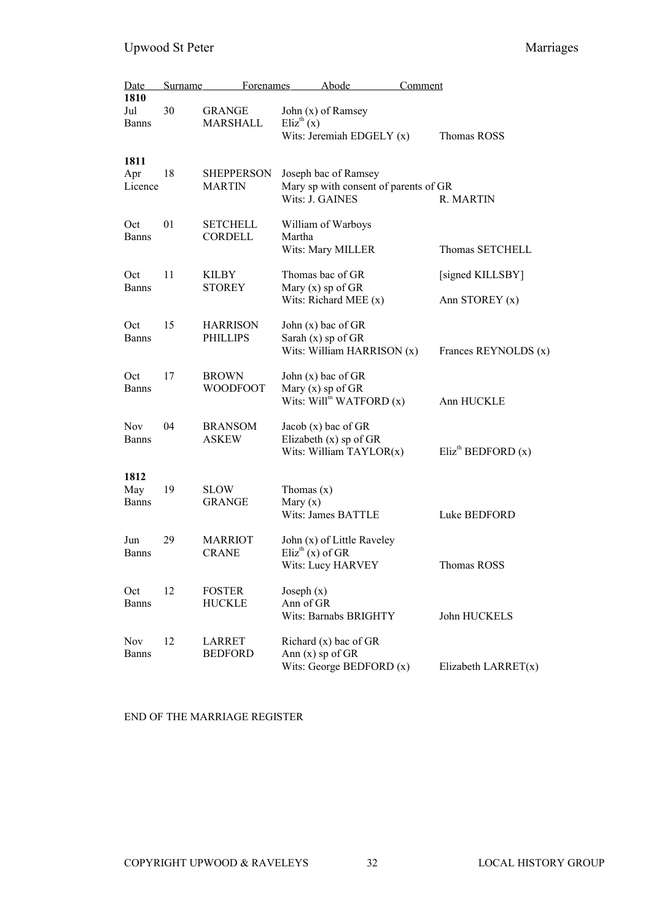| Date | | Surname | Forenames | Abode | Comment |
|---|---|---|---|---|---|
| **1810** | | | | | |
| Jul | 30 | GRANGE | John (x) of Ramsey | | |
| Banns | | MARSHALL | Eliz$^{th}$ (x) | | |
| | | | Wits: Jeremiah EDGELY (x) | | Thomas ROSS |
| **1811** | | | | | |
| Apr | 18 | SHEPPERSON | Joseph bac of Ramsey | | |
| Licence | | MARTIN | Mary sp with consent of parents of GR | | |
| | | | Wits: J. GAINES | | R. MARTIN |
| Oct | 01 | SETCHELL | William of Warboys | | |
| Banns | | CORDELL | Martha | | |
| | | | Wits: Mary MILLER | | Thomas SETCHELL |
| Oct | 11 | KILBY | Thomas bac of GR | | [signed KILLSBY] |
| Banns | | STOREY | Mary (x) sp of GR | | |
| | | | Wits: Richard MEE (x) | | Ann STOREY (x) |
| Oct | 15 | HARRISON | John (x) bac of GR | | |
| Banns | | PHILLIPS | Sarah (x) sp of GR | | |
| | | | Wits: William HARRISON (x) | | Frances REYNOLDS (x) |
| Oct | 17 | BROWN | John (x) bac of GR | | |
| Banns | | WOODFOOT | Mary (x) sp of GR | | |
| | | | Wits: Will$^{m}$ WATFORD (x) | | Ann HUCKLE |
| Nov | 04 | BRANSOM | Jacob (x) bac of GR | | |
| Banns | | ASKEW | Elizabeth (x) sp of GR | | |
| | | | Wits: William TAYLOR(x) | | Eliz$^{th}$ BEDFORD (x) |
| **1812** | | | | | |
| May | 19 | SLOW | Thomas (x) | | |
| Banns | | GRANGE | Mary (x) | | |
| | | | Wits: James BATTLE | | Luke BEDFORD |
| Jun | 29 | MARRIOT | John (x) of Little Raveley | | |
| Banns | | CRANE | Eliz$^{th}$ (x) of GR | | |
| | | | Wits: Lucy HARVEY | | Thomas ROSS |
| Oct | 12 | FOSTER | Joseph (x) | | |
| Banns | | HUCKLE | Ann of GR | | |
| | | | Wits: Barnabs BRIGHTY | | John HUCKELS |
| Nov | 12 | LARRET | Richard (x) bac of GR | | |
| Banns | | BEDFORD | Ann (x) sp of GR | | |
| | | | Wits: George BEDFORD (x) | | Elizabeth LARRET(x) |

END OF THE MARRIAGE REGISTER